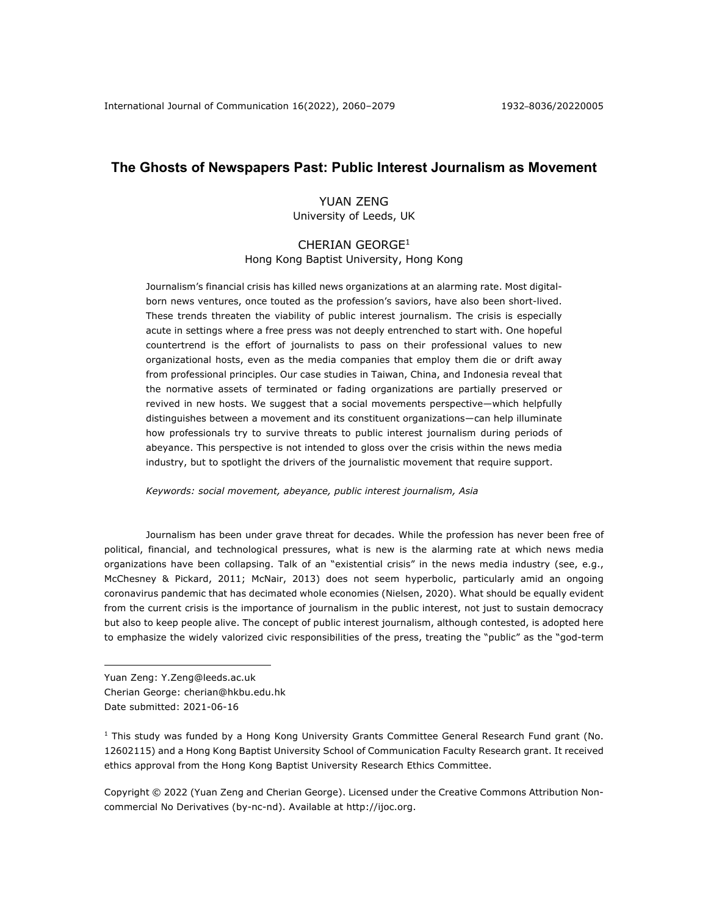# The Ghosts of Newspapers Past: Public Interest Journalism as Movement

YUAN ZENG
University of Leeds, UK

CHERIAN GEORGE[1]
Hong Kong Baptist University, Hong Kong

Journalism's financial crisis has killed news organizations at an alarming rate. Most digital-born news ventures, once touted as the profession's saviors, have also been short-lived. These trends threaten the viability of public interest journalism. The crisis is especially acute in settings where a free press was not deeply entrenched to start with. One hopeful countertrend is the effort of journalists to pass on their professional values to new organizational hosts, even as the media companies that employ them die or drift away from professional principles. Our case studies in Taiwan, China, and Indonesia reveal that the normative assets of terminated or fading organizations are partially preserved or revived in new hosts. We suggest that a social movements perspective—which helpfully distinguishes between a movement and its constituent organizations—can help illuminate how professionals try to survive threats to public interest journalism during periods of abeyance. This perspective is not intended to gloss over the crisis within the news media industry, but to spotlight the drivers of the journalistic movement that require support.

*Keywords: social movement, abeyance, public interest journalism, Asia*

Journalism has been under grave threat for decades. While the profession has never been free of political, financial, and technological pressures, what is new is the alarming rate at which news media organizations have been collapsing. Talk of an "existential crisis" in the news media industry (see, e.g., McChesney & Pickard, 2011; McNair, 2013) does not seem hyperbolic, particularly amid an ongoing coronavirus pandemic that has decimated whole economies (Nielsen, 2020). What should be equally evident from the current crisis is the importance of journalism in the public interest, not just to sustain democracy but also to keep people alive. The concept of public interest journalism, although contested, is adopted here to emphasize the widely valorized civic responsibilities of the press, treating the "public" as the "god-term

---

Yuan Zeng: Y.Zeng@leeds.ac.uk
Cherian George: cherian@hkbu.edu.hk
Date submitted: 2021-06-16

[1] This study was funded by a Hong Kong University Grants Committee General Research Fund grant (No. 12602115) and a Hong Kong Baptist University School of Communication Faculty Research grant. It received ethics approval from the Hong Kong Baptist University Research Ethics Committee.

Copyright © 2022 (Yuan Zeng and Cherian George). Licensed under the Creative Commons Attribution Non-commercial No Derivatives (by-nc-nd). Available at http://ijoc.org.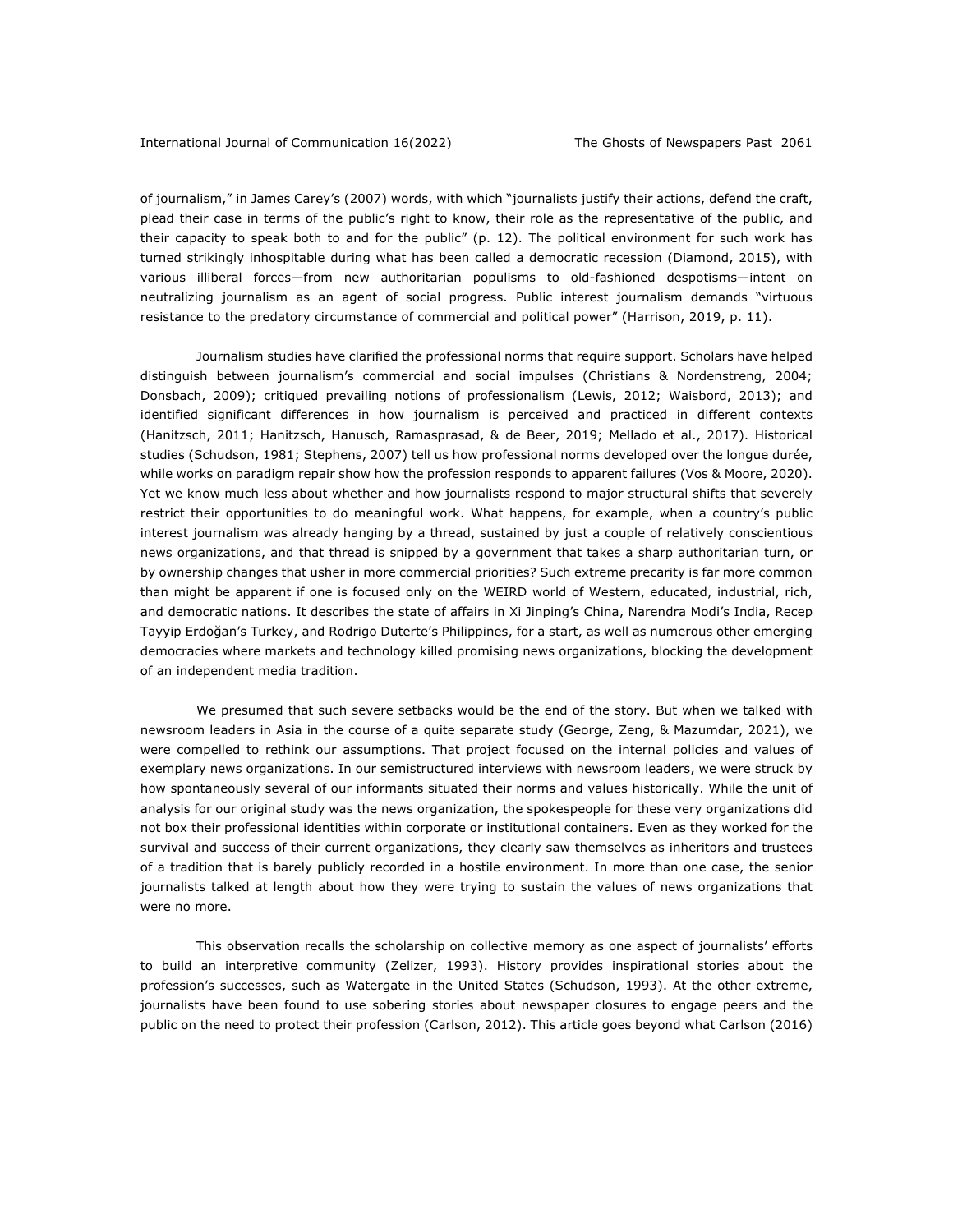of journalism," in James Carey's (2007) words, with which "journalists justify their actions, defend the craft, plead their case in terms of the public's right to know, their role as the representative of the public, and their capacity to speak both to and for the public" (p. 12). The political environment for such work has turned strikingly inhospitable during what has been called a democratic recession (Diamond, 2015), with various illiberal forces—from new authoritarian populisms to old-fashioned despotisms—intent on neutralizing journalism as an agent of social progress. Public interest journalism demands "virtuous resistance to the predatory circumstance of commercial and political power" (Harrison, 2019, p. 11).

Journalism studies have clarified the professional norms that require support. Scholars have helped distinguish between journalism's commercial and social impulses (Christians & Nordenstreng, 2004; Donsbach, 2009); critiqued prevailing notions of professionalism (Lewis, 2012; Waisbord, 2013); and identified significant differences in how journalism is perceived and practiced in different contexts (Hanitzsch, 2011; Hanitzsch, Hanusch, Ramasprasad, & de Beer, 2019; Mellado et al., 2017). Historical studies (Schudson, 1981; Stephens, 2007) tell us how professional norms developed over the longue durée, while works on paradigm repair show how the profession responds to apparent failures (Vos & Moore, 2020). Yet we know much less about whether and how journalists respond to major structural shifts that severely restrict their opportunities to do meaningful work. What happens, for example, when a country's public interest journalism was already hanging by a thread, sustained by just a couple of relatively conscientious news organizations, and that thread is snipped by a government that takes a sharp authoritarian turn, or by ownership changes that usher in more commercial priorities? Such extreme precarity is far more common than might be apparent if one is focused only on the WEIRD world of Western, educated, industrial, rich, and democratic nations. It describes the state of affairs in Xi Jinping's China, Narendra Modi's India, Recep Tayyip Erdoğan's Turkey, and Rodrigo Duterte's Philippines, for a start, as well as numerous other emerging democracies where markets and technology killed promising news organizations, blocking the development of an independent media tradition.

We presumed that such severe setbacks would be the end of the story. But when we talked with newsroom leaders in Asia in the course of a quite separate study (George, Zeng, & Mazumdar, 2021), we were compelled to rethink our assumptions. That project focused on the internal policies and values of exemplary news organizations. In our semistructured interviews with newsroom leaders, we were struck by how spontaneously several of our informants situated their norms and values historically. While the unit of analysis for our original study was the news organization, the spokespeople for these very organizations did not box their professional identities within corporate or institutional containers. Even as they worked for the survival and success of their current organizations, they clearly saw themselves as inheritors and trustees of a tradition that is barely publicly recorded in a hostile environment. In more than one case, the senior journalists talked at length about how they were trying to sustain the values of news organizations that were no more.

This observation recalls the scholarship on collective memory as one aspect of journalists' efforts to build an interpretive community (Zelizer, 1993). History provides inspirational stories about the profession's successes, such as Watergate in the United States (Schudson, 1993). At the other extreme, journalists have been found to use sobering stories about newspaper closures to engage peers and the public on the need to protect their profession (Carlson, 2012). This article goes beyond what Carlson (2016)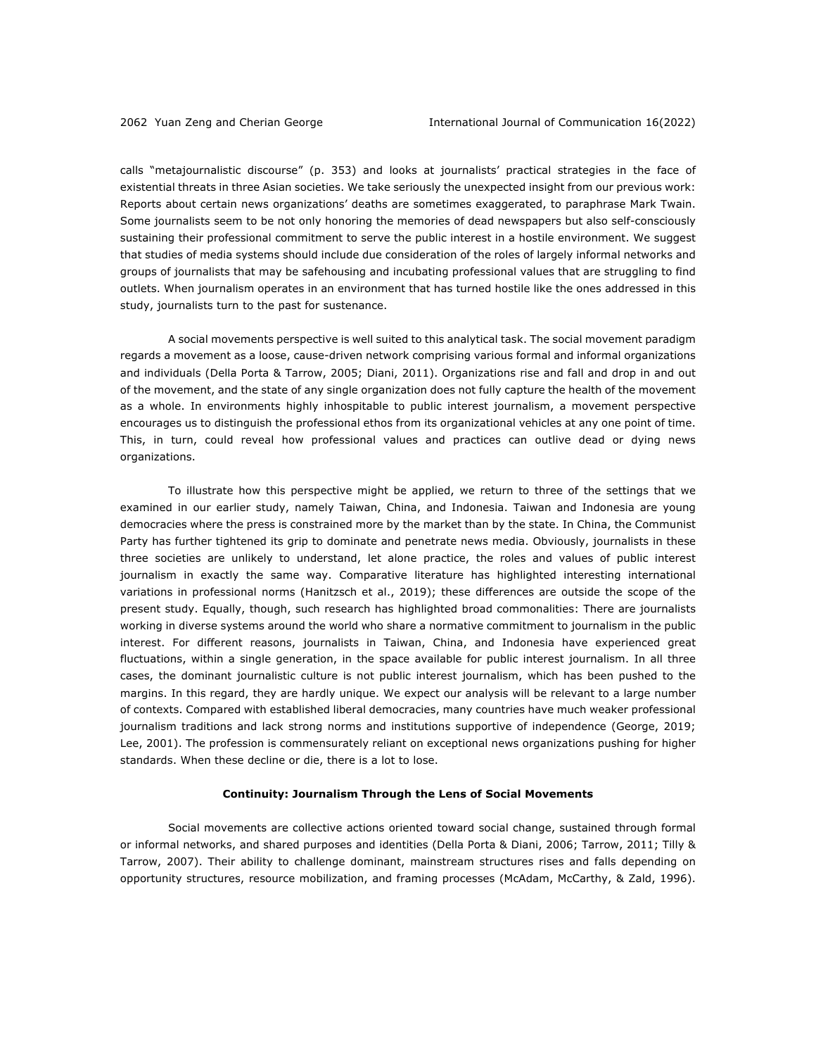calls "metajournalistic discourse" (p. 353) and looks at journalists' practical strategies in the face of existential threats in three Asian societies. We take seriously the unexpected insight from our previous work: Reports about certain news organizations' deaths are sometimes exaggerated, to paraphrase Mark Twain. Some journalists seem to be not only honoring the memories of dead newspapers but also self-consciously sustaining their professional commitment to serve the public interest in a hostile environment. We suggest that studies of media systems should include due consideration of the roles of largely informal networks and groups of journalists that may be safehousing and incubating professional values that are struggling to find outlets. When journalism operates in an environment that has turned hostile like the ones addressed in this study, journalists turn to the past for sustenance.

A social movements perspective is well suited to this analytical task. The social movement paradigm regards a movement as a loose, cause-driven network comprising various formal and informal organizations and individuals (Della Porta & Tarrow, 2005; Diani, 2011). Organizations rise and fall and drop in and out of the movement, and the state of any single organization does not fully capture the health of the movement as a whole. In environments highly inhospitable to public interest journalism, a movement perspective encourages us to distinguish the professional ethos from its organizational vehicles at any one point of time. This, in turn, could reveal how professional values and practices can outlive dead or dying news organizations.

To illustrate how this perspective might be applied, we return to three of the settings that we examined in our earlier study, namely Taiwan, China, and Indonesia. Taiwan and Indonesia are young democracies where the press is constrained more by the market than by the state. In China, the Communist Party has further tightened its grip to dominate and penetrate news media. Obviously, journalists in these three societies are unlikely to understand, let alone practice, the roles and values of public interest journalism in exactly the same way. Comparative literature has highlighted interesting international variations in professional norms (Hanitzsch et al., 2019); these differences are outside the scope of the present study. Equally, though, such research has highlighted broad commonalities: There are journalists working in diverse systems around the world who share a normative commitment to journalism in the public interest. For different reasons, journalists in Taiwan, China, and Indonesia have experienced great fluctuations, within a single generation, in the space available for public interest journalism. In all three cases, the dominant journalistic culture is not public interest journalism, which has been pushed to the margins. In this regard, they are hardly unique. We expect our analysis will be relevant to a large number of contexts. Compared with established liberal democracies, many countries have much weaker professional journalism traditions and lack strong norms and institutions supportive of independence (George, 2019; Lee, 2001). The profession is commensurately reliant on exceptional news organizations pushing for higher standards. When these decline or die, there is a lot to lose.

## Continuity: Journalism Through the Lens of Social Movements

Social movements are collective actions oriented toward social change, sustained through formal or informal networks, and shared purposes and identities (Della Porta & Diani, 2006; Tarrow, 2011; Tilly & Tarrow, 2007). Their ability to challenge dominant, mainstream structures rises and falls depending on opportunity structures, resource mobilization, and framing processes (McAdam, McCarthy, & Zald, 1996).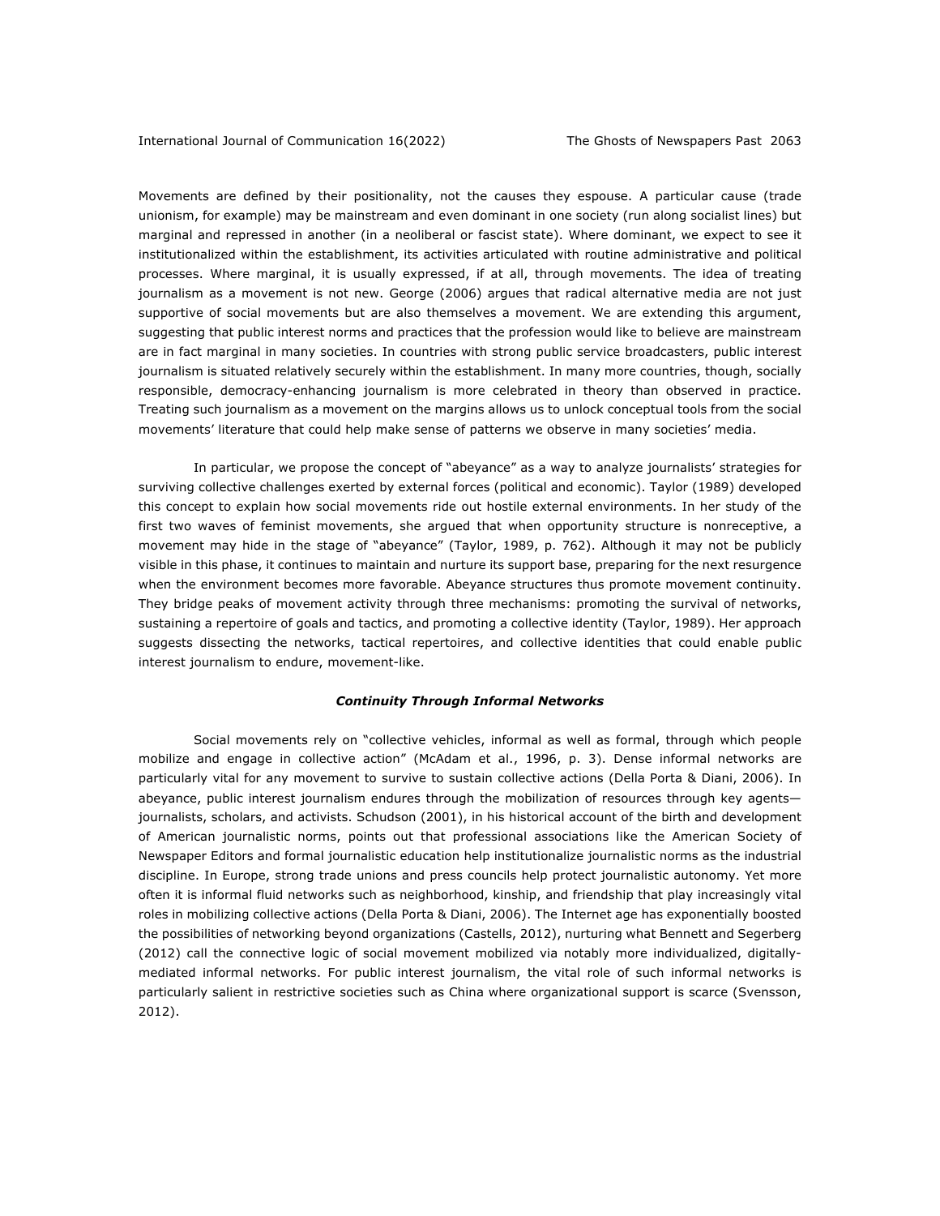Movements are defined by their positionality, not the causes they espouse. A particular cause (trade unionism, for example) may be mainstream and even dominant in one society (run along socialist lines) but marginal and repressed in another (in a neoliberal or fascist state). Where dominant, we expect to see it institutionalized within the establishment, its activities articulated with routine administrative and political processes. Where marginal, it is usually expressed, if at all, through movements. The idea of treating journalism as a movement is not new. George (2006) argues that radical alternative media are not just supportive of social movements but are also themselves a movement. We are extending this argument, suggesting that public interest norms and practices that the profession would like to believe are mainstream are in fact marginal in many societies. In countries with strong public service broadcasters, public interest journalism is situated relatively securely within the establishment. In many more countries, though, socially responsible, democracy-enhancing journalism is more celebrated in theory than observed in practice. Treating such journalism as a movement on the margins allows us to unlock conceptual tools from the social movements' literature that could help make sense of patterns we observe in many societies' media.

In particular, we propose the concept of "abeyance" as a way to analyze journalists' strategies for surviving collective challenges exerted by external forces (political and economic). Taylor (1989) developed this concept to explain how social movements ride out hostile external environments. In her study of the first two waves of feminist movements, she argued that when opportunity structure is nonreceptive, a movement may hide in the stage of "abeyance" (Taylor, 1989, p. 762). Although it may not be publicly visible in this phase, it continues to maintain and nurture its support base, preparing for the next resurgence when the environment becomes more favorable. Abeyance structures thus promote movement continuity. They bridge peaks of movement activity through three mechanisms: promoting the survival of networks, sustaining a repertoire of goals and tactics, and promoting a collective identity (Taylor, 1989). Her approach suggests dissecting the networks, tactical repertoires, and collective identities that could enable public interest journalism to endure, movement-like.

### ***Continuity Through Informal Networks***

Social movements rely on "collective vehicles, informal as well as formal, through which people mobilize and engage in collective action" (McAdam et al., 1996, p. 3). Dense informal networks are particularly vital for any movement to survive to sustain collective actions (Della Porta & Diani, 2006). In abeyance, public interest journalism endures through the mobilization of resources through key agents—journalists, scholars, and activists. Schudson (2001), in his historical account of the birth and development of American journalistic norms, points out that professional associations like the American Society of Newspaper Editors and formal journalistic education help institutionalize journalistic norms as the industrial discipline. In Europe, strong trade unions and press councils help protect journalistic autonomy. Yet more often it is informal fluid networks such as neighborhood, kinship, and friendship that play increasingly vital roles in mobilizing collective actions (Della Porta & Diani, 2006). The Internet age has exponentially boosted the possibilities of networking beyond organizations (Castells, 2012), nurturing what Bennett and Segerberg (2012) call the connective logic of social movement mobilized via notably more individualized, digitally-mediated informal networks. For public interest journalism, the vital role of such informal networks is particularly salient in restrictive societies such as China where organizational support is scarce (Svensson, 2012).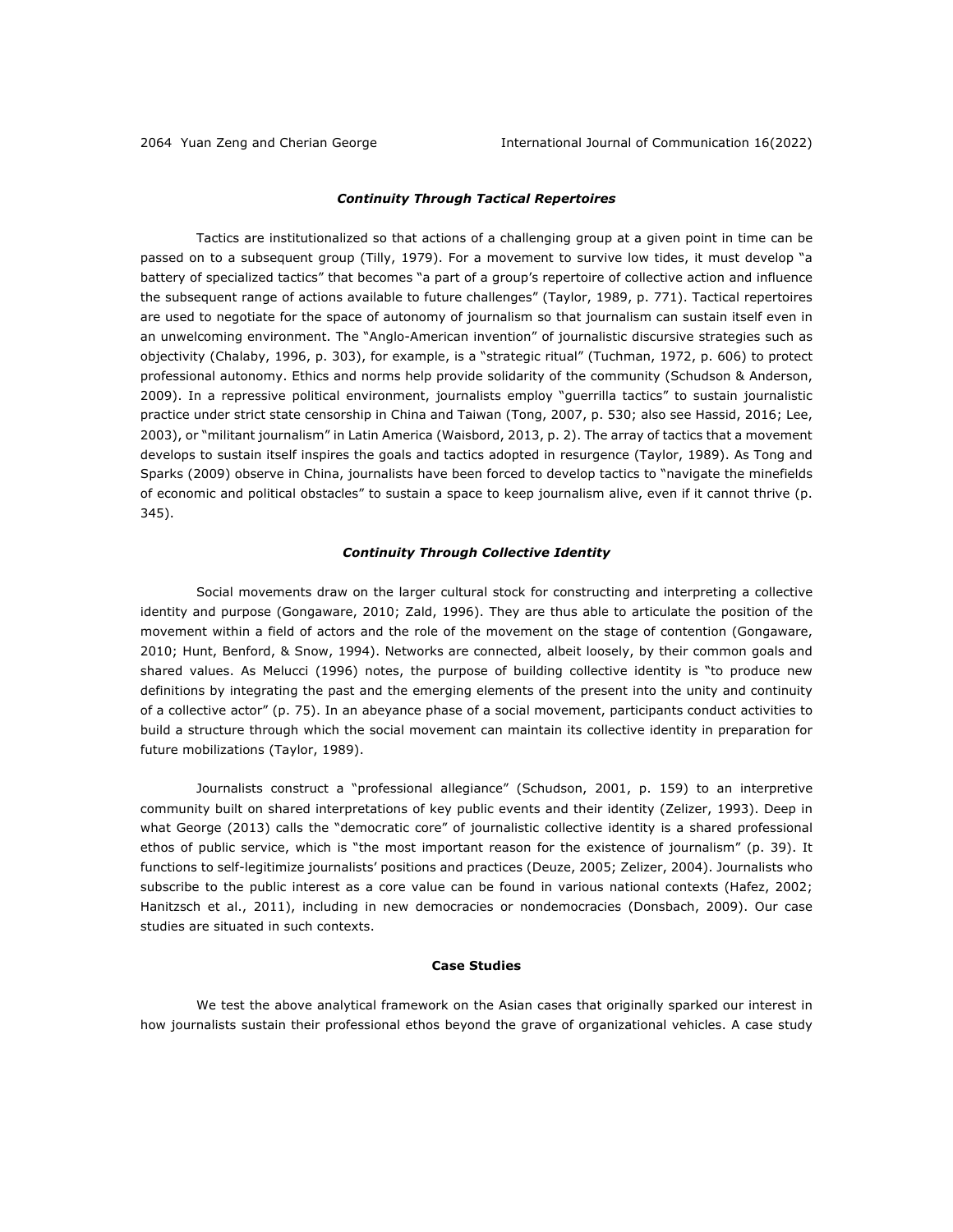### *Continuity Through Tactical Repertoires*

Tactics are institutionalized so that actions of a challenging group at a given point in time can be passed on to a subsequent group (Tilly, 1979). For a movement to survive low tides, it must develop "a battery of specialized tactics" that becomes "a part of a group's repertoire of collective action and influence the subsequent range of actions available to future challenges" (Taylor, 1989, p. 771). Tactical repertoires are used to negotiate for the space of autonomy of journalism so that journalism can sustain itself even in an unwelcoming environment. The "Anglo-American invention" of journalistic discursive strategies such as objectivity (Chalaby, 1996, p. 303), for example, is a "strategic ritual" (Tuchman, 1972, p. 606) to protect professional autonomy. Ethics and norms help provide solidarity of the community (Schudson & Anderson, 2009). In a repressive political environment, journalists employ "guerrilla tactics" to sustain journalistic practice under strict state censorship in China and Taiwan (Tong, 2007, p. 530; also see Hassid, 2016; Lee, 2003), or "militant journalism" in Latin America (Waisbord, 2013, p. 2). The array of tactics that a movement develops to sustain itself inspires the goals and tactics adopted in resurgence (Taylor, 1989). As Tong and Sparks (2009) observe in China, journalists have been forced to develop tactics to "navigate the minefields of economic and political obstacles" to sustain a space to keep journalism alive, even if it cannot thrive (p. 345).

### *Continuity Through Collective Identity*

Social movements draw on the larger cultural stock for constructing and interpreting a collective identity and purpose (Gongaware, 2010; Zald, 1996). They are thus able to articulate the position of the movement within a field of actors and the role of the movement on the stage of contention (Gongaware, 2010; Hunt, Benford, & Snow, 1994). Networks are connected, albeit loosely, by their common goals and shared values. As Melucci (1996) notes, the purpose of building collective identity is "to produce new definitions by integrating the past and the emerging elements of the present into the unity and continuity of a collective actor" (p. 75). In an abeyance phase of a social movement, participants conduct activities to build a structure through which the social movement can maintain its collective identity in preparation for future mobilizations (Taylor, 1989).

Journalists construct a "professional allegiance" (Schudson, 2001, p. 159) to an interpretive community built on shared interpretations of key public events and their identity (Zelizer, 1993). Deep in what George (2013) calls the "democratic core" of journalistic collective identity is a shared professional ethos of public service, which is "the most important reason for the existence of journalism" (p. 39). It functions to self-legitimize journalists' positions and practices (Deuze, 2005; Zelizer, 2004). Journalists who subscribe to the public interest as a core value can be found in various national contexts (Hafez, 2002; Hanitzsch et al., 2011), including in new democracies or nondemocracies (Donsbach, 2009). Our case studies are situated in such contexts.

## Case Studies

We test the above analytical framework on the Asian cases that originally sparked our interest in how journalists sustain their professional ethos beyond the grave of organizational vehicles. A case study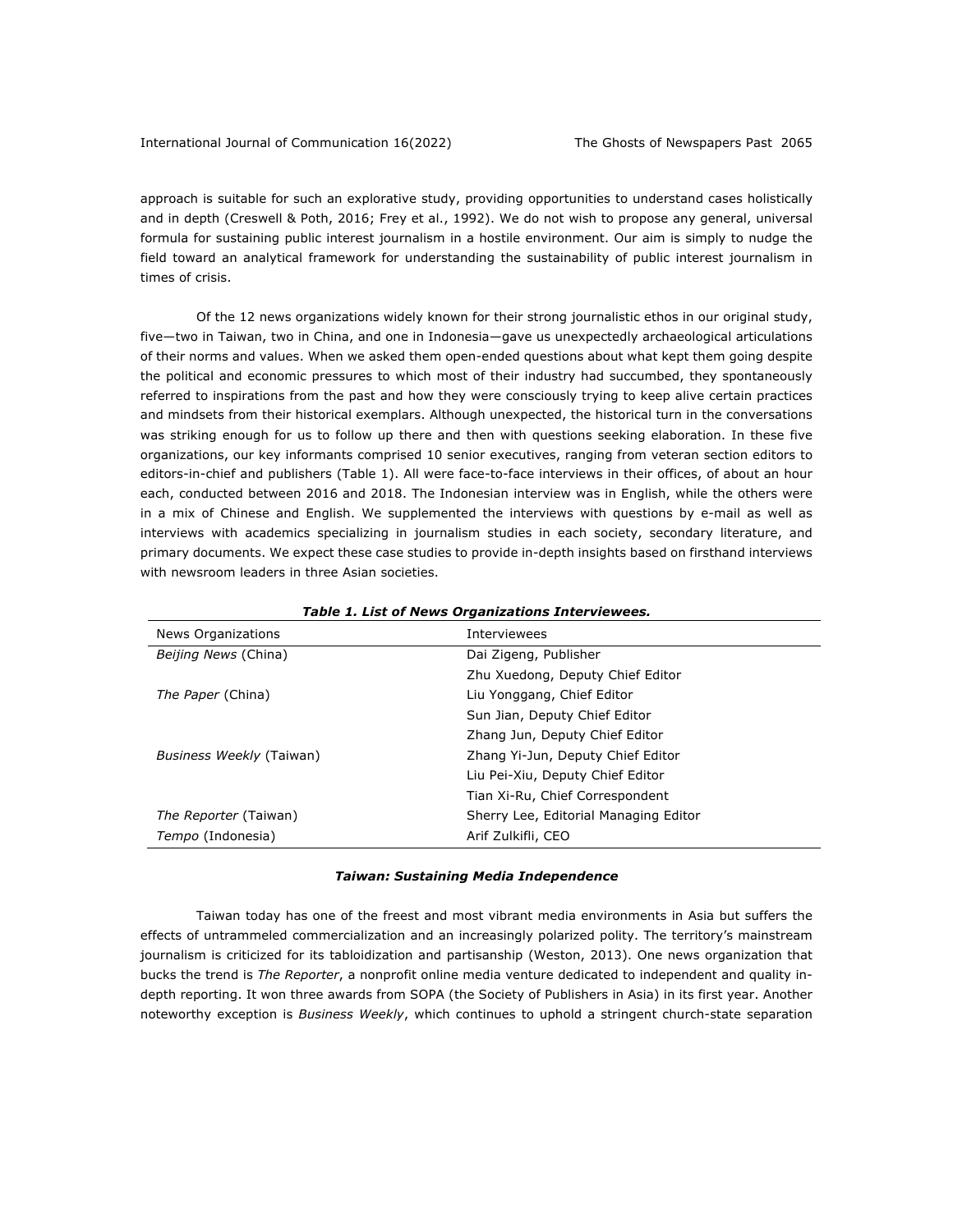approach is suitable for such an explorative study, providing opportunities to understand cases holistically and in depth (Creswell & Poth, 2016; Frey et al., 1992). We do not wish to propose any general, universal formula for sustaining public interest journalism in a hostile environment. Our aim is simply to nudge the field toward an analytical framework for understanding the sustainability of public interest journalism in times of crisis.

Of the 12 news organizations widely known for their strong journalistic ethos in our original study, five—two in Taiwan, two in China, and one in Indonesia—gave us unexpectedly archaeological articulations of their norms and values. When we asked them open-ended questions about what kept them going despite the political and economic pressures to which most of their industry had succumbed, they spontaneously referred to inspirations from the past and how they were consciously trying to keep alive certain practices and mindsets from their historical exemplars. Although unexpected, the historical turn in the conversations was striking enough for us to follow up there and then with questions seeking elaboration. In these five organizations, our key informants comprised 10 senior executives, ranging from veteran section editors to editors-in-chief and publishers (Table 1). All were face-to-face interviews in their offices, of about an hour each, conducted between 2016 and 2018. The Indonesian interview was in English, while the others were in a mix of Chinese and English. We supplemented the interviews with questions by e-mail as well as interviews with academics specializing in journalism studies in each society, secondary literature, and primary documents. We expect these case studies to provide in-depth insights based on firsthand interviews with newsroom leaders in three Asian societies.

***Table 1. List of News Organizations Interviewees.***

| News Organizations | Interviewees |
|---|---|
| *Beijing News* (China) | Dai Zigeng, Publisher |
| | Zhu Xuedong, Deputy Chief Editor |
| *The Paper* (China) | Liu Yonggang, Chief Editor |
| | Sun Jian, Deputy Chief Editor |
| | Zhang Jun, Deputy Chief Editor |
| *Business Weekly* (Taiwan) | Zhang Yi-Jun, Deputy Chief Editor |
| | Liu Pei-Xiu, Deputy Chief Editor |
| | Tian Xi-Ru, Chief Correspondent |
| *The Reporter* (Taiwan) | Sherry Lee, Editorial Managing Editor |
| *Tempo* (Indonesia) | Arif Zulkifli, CEO |

### *Taiwan: Sustaining Media Independence*

Taiwan today has one of the freest and most vibrant media environments in Asia but suffers the effects of untrammeled commercialization and an increasingly polarized polity. The territory's mainstream journalism is criticized for its tabloidization and partisanship (Weston, 2013). One news organization that bucks the trend is *The Reporter*, a nonprofit online media venture dedicated to independent and quality in-depth reporting. It won three awards from SOPA (the Society of Publishers in Asia) in its first year. Another noteworthy exception is *Business Weekly*, which continues to uphold a stringent church-state separation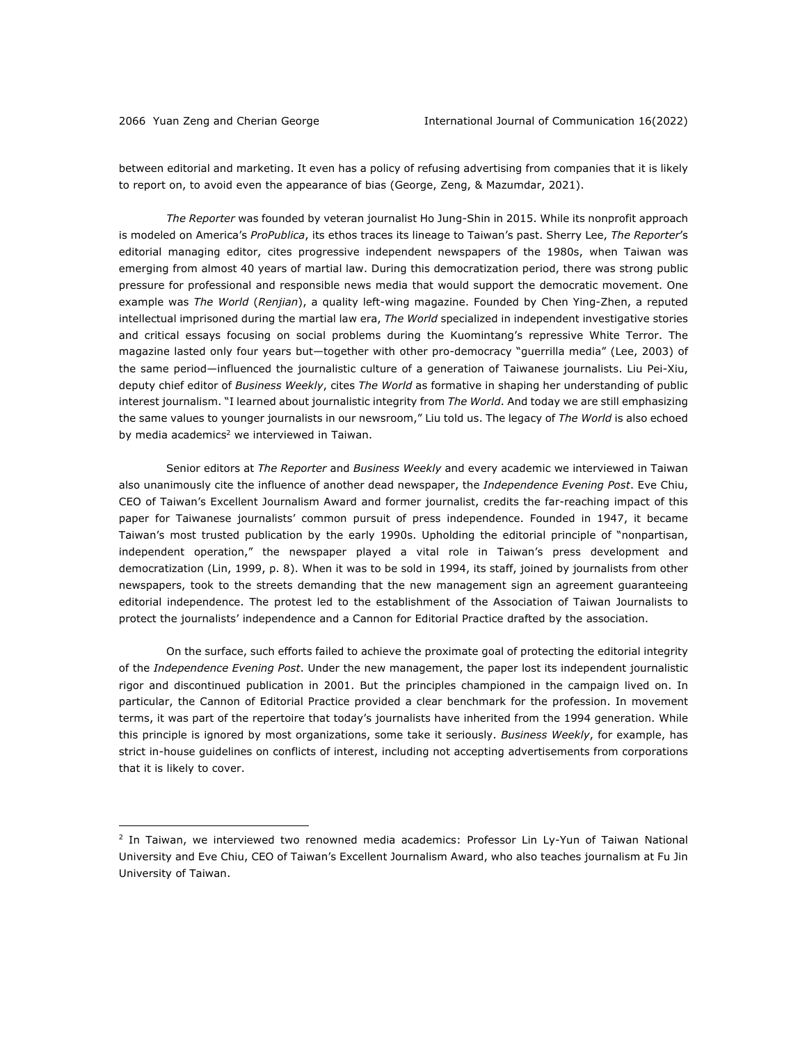between editorial and marketing. It even has a policy of refusing advertising from companies that it is likely to report on, to avoid even the appearance of bias (George, Zeng, & Mazumdar, 2021).

*The Reporter* was founded by veteran journalist Ho Jung-Shin in 2015. While its nonprofit approach is modeled on America's *ProPublica*, its ethos traces its lineage to Taiwan's past. Sherry Lee, *The Reporter*'s editorial managing editor, cites progressive independent newspapers of the 1980s, when Taiwan was emerging from almost 40 years of martial law. During this democratization period, there was strong public pressure for professional and responsible news media that would support the democratic movement. One example was *The World* (*Renjian*), a quality left-wing magazine. Founded by Chen Ying-Zhen, a reputed intellectual imprisoned during the martial law era, *The World* specialized in independent investigative stories and critical essays focusing on social problems during the Kuomintang's repressive White Terror. The magazine lasted only four years but—together with other pro-democracy "guerrilla media" (Lee, 2003) of the same period—influenced the journalistic culture of a generation of Taiwanese journalists. Liu Pei-Xiu, deputy chief editor of *Business Weekly*, cites *The World* as formative in shaping her understanding of public interest journalism. "I learned about journalistic integrity from *The World*. And today we are still emphasizing the same values to younger journalists in our newsroom," Liu told us. The legacy of *The World* is also echoed by media academics[2] we interviewed in Taiwan.

Senior editors at *The Reporter* and *Business Weekly* and every academic we interviewed in Taiwan also unanimously cite the influence of another dead newspaper, the *Independence Evening Post*. Eve Chiu, CEO of Taiwan's Excellent Journalism Award and former journalist, credits the far-reaching impact of this paper for Taiwanese journalists' common pursuit of press independence. Founded in 1947, it became Taiwan's most trusted publication by the early 1990s. Upholding the editorial principle of "nonpartisan, independent operation," the newspaper played a vital role in Taiwan's press development and democratization (Lin, 1999, p. 8). When it was to be sold in 1994, its staff, joined by journalists from other newspapers, took to the streets demanding that the new management sign an agreement guaranteeing editorial independence. The protest led to the establishment of the Association of Taiwan Journalists to protect the journalists' independence and a Cannon for Editorial Practice drafted by the association.

On the surface, such efforts failed to achieve the proximate goal of protecting the editorial integrity of the *Independence Evening Post*. Under the new management, the paper lost its independent journalistic rigor and discontinued publication in 2001. But the principles championed in the campaign lived on. In particular, the Cannon of Editorial Practice provided a clear benchmark for the profession. In movement terms, it was part of the repertoire that today's journalists have inherited from the 1994 generation. While this principle is ignored by most organizations, some take it seriously. *Business Weekly*, for example, has strict in-house guidelines on conflicts of interest, including not accepting advertisements from corporations that it is likely to cover.

---

[2] In Taiwan, we interviewed two renowned media academics: Professor Lin Ly-Yun of Taiwan National University and Eve Chiu, CEO of Taiwan's Excellent Journalism Award, who also teaches journalism at Fu Jin University of Taiwan.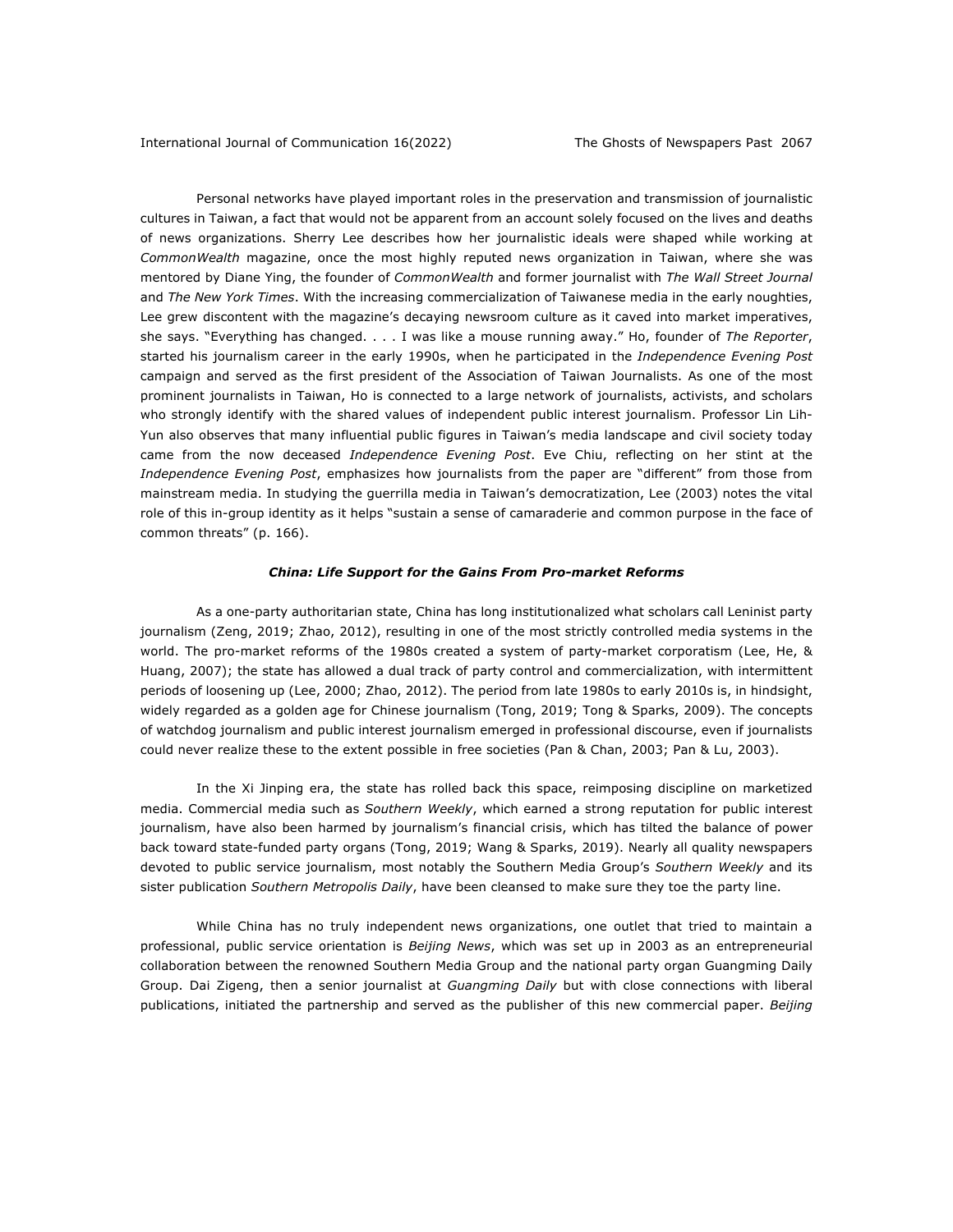Personal networks have played important roles in the preservation and transmission of journalistic cultures in Taiwan, a fact that would not be apparent from an account solely focused on the lives and deaths of news organizations. Sherry Lee describes how her journalistic ideals were shaped while working at *CommonWealth* magazine, once the most highly reputed news organization in Taiwan, where she was mentored by Diane Ying, the founder of *CommonWealth* and former journalist with *The Wall Street Journal* and *The New York Times*. With the increasing commercialization of Taiwanese media in the early noughties, Lee grew discontent with the magazine's decaying newsroom culture as it caved into market imperatives, she says. "Everything has changed. . . . I was like a mouse running away." Ho, founder of *The Reporter*, started his journalism career in the early 1990s, when he participated in the *Independence Evening Post* campaign and served as the first president of the Association of Taiwan Journalists. As one of the most prominent journalists in Taiwan, Ho is connected to a large network of journalists, activists, and scholars who strongly identify with the shared values of independent public interest journalism. Professor Lin Lih-Yun also observes that many influential public figures in Taiwan's media landscape and civil society today came from the now deceased *Independence Evening Post*. Eve Chiu, reflecting on her stint at the *Independence Evening Post*, emphasizes how journalists from the paper are "different" from those from mainstream media. In studying the guerrilla media in Taiwan's democratization, Lee (2003) notes the vital role of this in-group identity as it helps "sustain a sense of camaraderie and common purpose in the face of common threats" (p. 166).

### *China: Life Support for the Gains From Pro-market Reforms*

As a one-party authoritarian state, China has long institutionalized what scholars call Leninist party journalism (Zeng, 2019; Zhao, 2012), resulting in one of the most strictly controlled media systems in the world. The pro-market reforms of the 1980s created a system of party-market corporatism (Lee, He, & Huang, 2007); the state has allowed a dual track of party control and commercialization, with intermittent periods of loosening up (Lee, 2000; Zhao, 2012). The period from late 1980s to early 2010s is, in hindsight, widely regarded as a golden age for Chinese journalism (Tong, 2019; Tong & Sparks, 2009). The concepts of watchdog journalism and public interest journalism emerged in professional discourse, even if journalists could never realize these to the extent possible in free societies (Pan & Chan, 2003; Pan & Lu, 2003).

In the Xi Jinping era, the state has rolled back this space, reimposing discipline on marketized media. Commercial media such as *Southern Weekly*, which earned a strong reputation for public interest journalism, have also been harmed by journalism's financial crisis, which has tilted the balance of power back toward state-funded party organs (Tong, 2019; Wang & Sparks, 2019). Nearly all quality newspapers devoted to public service journalism, most notably the Southern Media Group's *Southern Weekly* and its sister publication *Southern Metropolis Daily*, have been cleansed to make sure they toe the party line.

While China has no truly independent news organizations, one outlet that tried to maintain a professional, public service orientation is *Beijing News*, which was set up in 2003 as an entrepreneurial collaboration between the renowned Southern Media Group and the national party organ Guangming Daily Group. Dai Zigeng, then a senior journalist at *Guangming Daily* but with close connections with liberal publications, initiated the partnership and served as the publisher of this new commercial paper. *Beijing*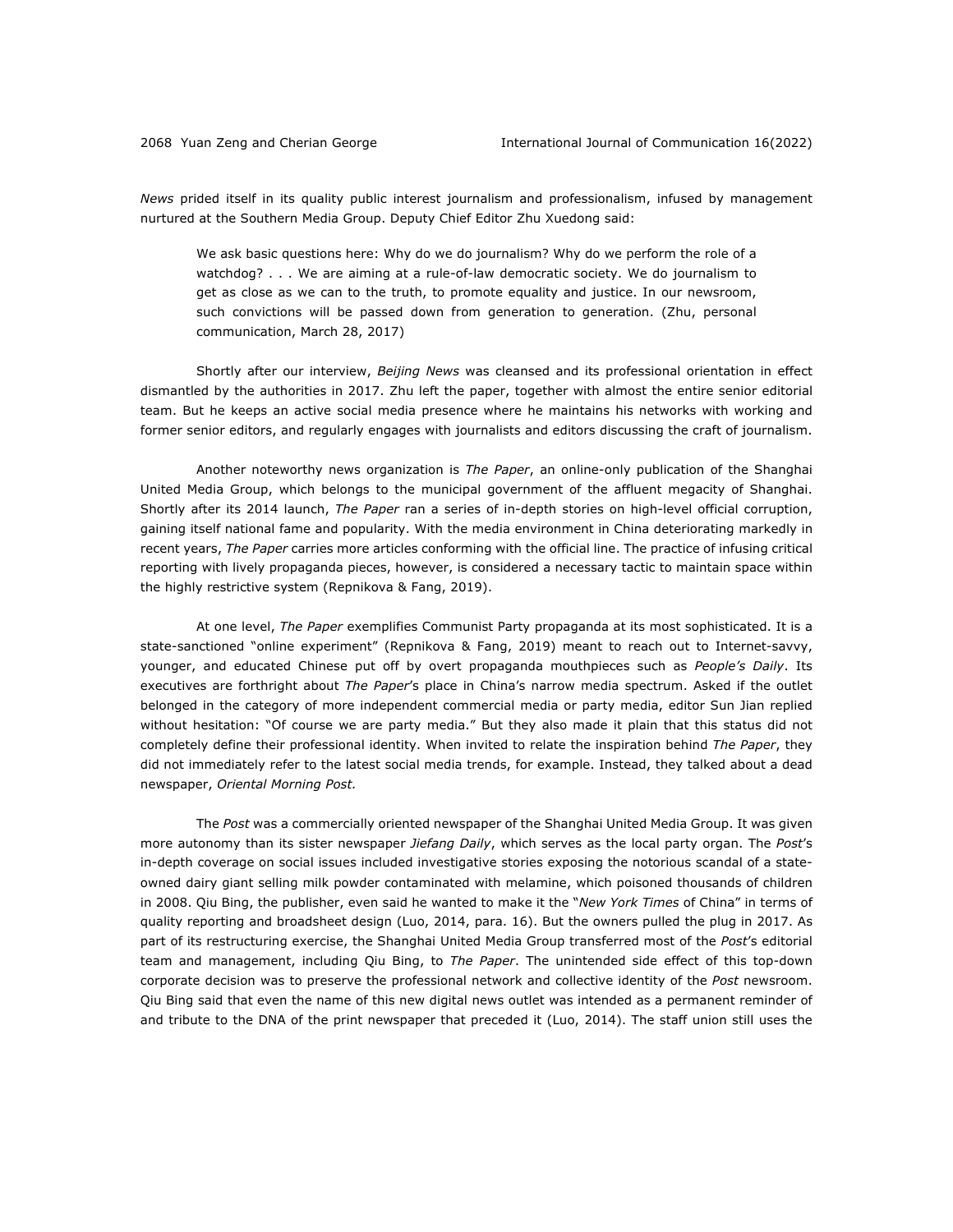*News* prided itself in its quality public interest journalism and professionalism, infused by management nurtured at the Southern Media Group. Deputy Chief Editor Zhu Xuedong said:

> We ask basic questions here: Why do we do journalism? Why do we perform the role of a watchdog? . . . We are aiming at a rule-of-law democratic society. We do journalism to get as close as we can to the truth, to promote equality and justice. In our newsroom, such convictions will be passed down from generation to generation. (Zhu, personal communication, March 28, 2017)

Shortly after our interview, *Beijing News* was cleansed and its professional orientation in effect dismantled by the authorities in 2017. Zhu left the paper, together with almost the entire senior editorial team. But he keeps an active social media presence where he maintains his networks with working and former senior editors, and regularly engages with journalists and editors discussing the craft of journalism.

Another noteworthy news organization is *The Paper*, an online-only publication of the Shanghai United Media Group, which belongs to the municipal government of the affluent megacity of Shanghai. Shortly after its 2014 launch, *The Paper* ran a series of in-depth stories on high-level official corruption, gaining itself national fame and popularity. With the media environment in China deteriorating markedly in recent years, *The Paper* carries more articles conforming with the official line. The practice of infusing critical reporting with lively propaganda pieces, however, is considered a necessary tactic to maintain space within the highly restrictive system (Repnikova & Fang, 2019).

At one level, *The Paper* exemplifies Communist Party propaganda at its most sophisticated. It is a state-sanctioned "online experiment" (Repnikova & Fang, 2019) meant to reach out to Internet-savvy, younger, and educated Chinese put off by overt propaganda mouthpieces such as *People's Daily*. Its executives are forthright about *The Paper*'s place in China's narrow media spectrum. Asked if the outlet belonged in the category of more independent commercial media or party media, editor Sun Jian replied without hesitation: "Of course we are party media." But they also made it plain that this status did not completely define their professional identity. When invited to relate the inspiration behind *The Paper*, they did not immediately refer to the latest social media trends, for example. Instead, they talked about a dead newspaper, *Oriental Morning Post.*

The *Post* was a commercially oriented newspaper of the Shanghai United Media Group. It was given more autonomy than its sister newspaper *Jiefang Daily*, which serves as the local party organ. The *Post*'s in-depth coverage on social issues included investigative stories exposing the notorious scandal of a state-owned dairy giant selling milk powder contaminated with melamine, which poisoned thousands of children in 2008. Qiu Bing, the publisher, even said he wanted to make it the "*New York Times* of China" in terms of quality reporting and broadsheet design (Luo, 2014, para. 16). But the owners pulled the plug in 2017. As part of its restructuring exercise, the Shanghai United Media Group transferred most of the *Post*'s editorial team and management, including Qiu Bing, to *The Paper*. The unintended side effect of this top-down corporate decision was to preserve the professional network and collective identity of the *Post* newsroom. Qiu Bing said that even the name of this new digital news outlet was intended as a permanent reminder of and tribute to the DNA of the print newspaper that preceded it (Luo, 2014). The staff union still uses the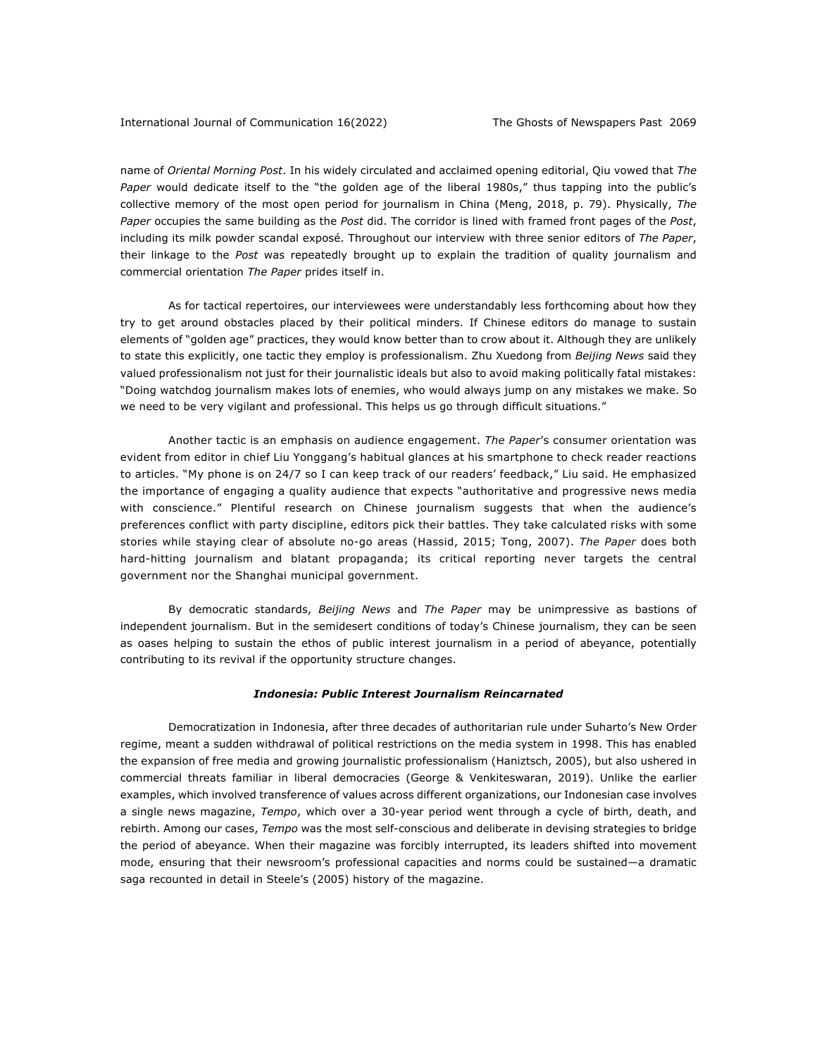name of *Oriental Morning Post*. In his widely circulated and acclaimed opening editorial, Qiu vowed that *The Paper* would dedicate itself to the "the golden age of the liberal 1980s," thus tapping into the public's collective memory of the most open period for journalism in China (Meng, 2018, p. 79). Physically, *The Paper* occupies the same building as the *Post* did. The corridor is lined with framed front pages of the *Post*, including its milk powder scandal exposé. Throughout our interview with three senior editors of *The Paper*, their linkage to the *Post* was repeatedly brought up to explain the tradition of quality journalism and commercial orientation *The Paper* prides itself in.

As for tactical repertoires, our interviewees were understandably less forthcoming about how they try to get around obstacles placed by their political minders. If Chinese editors do manage to sustain elements of "golden age" practices, they would know better than to crow about it. Although they are unlikely to state this explicitly, one tactic they employ is professionalism. Zhu Xuedong from *Beijing News* said they valued professionalism not just for their journalistic ideals but also to avoid making politically fatal mistakes: "Doing watchdog journalism makes lots of enemies, who would always jump on any mistakes we make. So we need to be very vigilant and professional. This helps us go through difficult situations."

Another tactic is an emphasis on audience engagement. *The Paper*'s consumer orientation was evident from editor in chief Liu Yonggang's habitual glances at his smartphone to check reader reactions to articles. "My phone is on 24/7 so I can keep track of our readers' feedback," Liu said. He emphasized the importance of engaging a quality audience that expects "authoritative and progressive news media with conscience." Plentiful research on Chinese journalism suggests that when the audience's preferences conflict with party discipline, editors pick their battles. They take calculated risks with some stories while staying clear of absolute no-go areas (Hassid, 2015; Tong, 2007). *The Paper* does both hard-hitting journalism and blatant propaganda; its critical reporting never targets the central government nor the Shanghai municipal government.

By democratic standards, *Beijing News* and *The Paper* may be unimpressive as bastions of independent journalism. But in the semidesert conditions of today's Chinese journalism, they can be seen as oases helping to sustain the ethos of public interest journalism in a period of abeyance, potentially contributing to its revival if the opportunity structure changes.

### *Indonesia: Public Interest Journalism Reincarnated*

Democratization in Indonesia, after three decades of authoritarian rule under Suharto's New Order regime, meant a sudden withdrawal of political restrictions on the media system in 1998. This has enabled the expansion of free media and growing journalistic professionalism (Haniztsch, 2005), but also ushered in commercial threats familiar in liberal democracies (George & Venkiteswaran, 2019). Unlike the earlier examples, which involved transference of values across different organizations, our Indonesian case involves a single news magazine, *Tempo*, which over a 30-year period went through a cycle of birth, death, and rebirth. Among our cases, *Tempo* was the most self-conscious and deliberate in devising strategies to bridge the period of abeyance. When their magazine was forcibly interrupted, its leaders shifted into movement mode, ensuring that their newsroom's professional capacities and norms could be sustained—a dramatic saga recounted in detail in Steele's (2005) history of the magazine.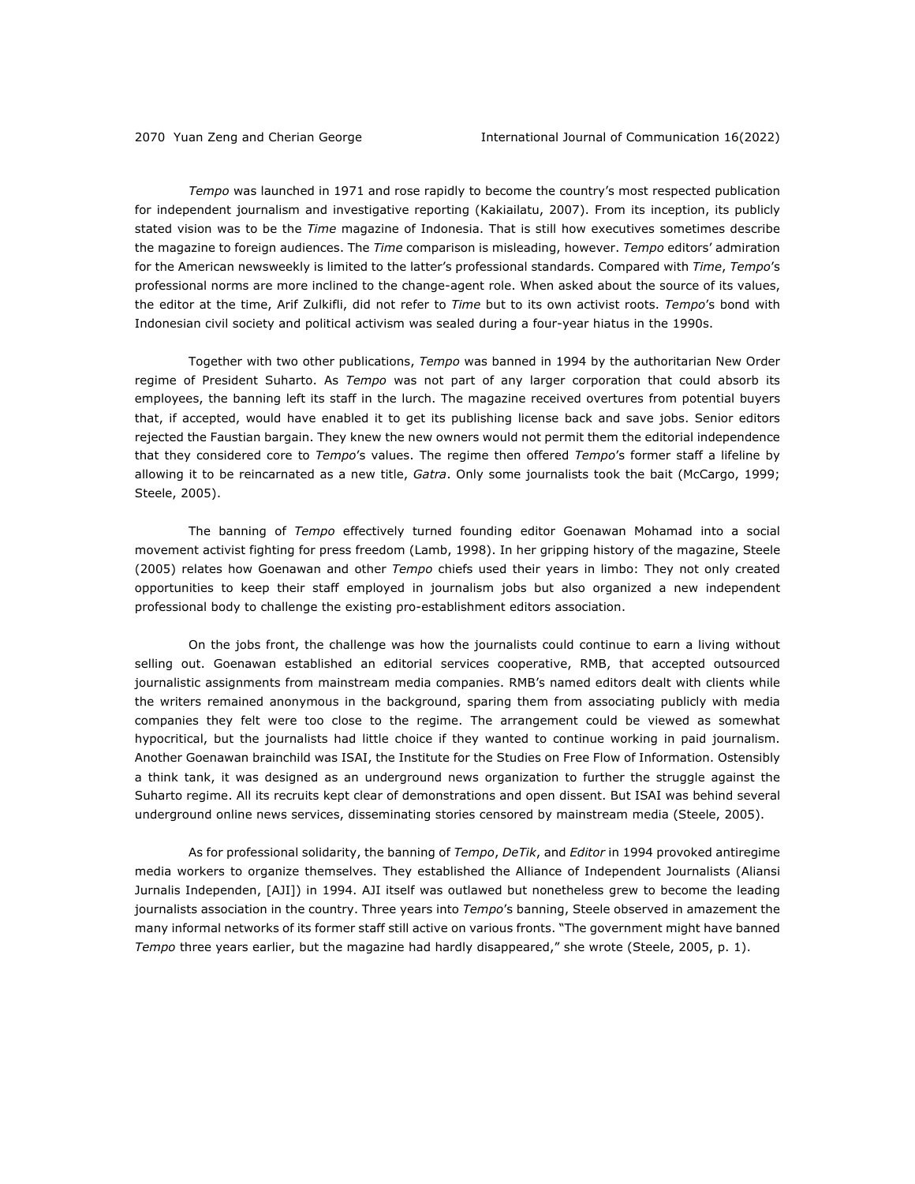*Tempo* was launched in 1971 and rose rapidly to become the country's most respected publication for independent journalism and investigative reporting (Kakiailatu, 2007). From its inception, its publicly stated vision was to be the *Time* magazine of Indonesia. That is still how executives sometimes describe the magazine to foreign audiences. The *Time* comparison is misleading, however. *Tempo* editors' admiration for the American newsweekly is limited to the latter's professional standards. Compared with *Time*, *Tempo*'s professional norms are more inclined to the change-agent role. When asked about the source of its values, the editor at the time, Arif Zulkifli, did not refer to *Time* but to its own activist roots. *Tempo*'s bond with Indonesian civil society and political activism was sealed during a four-year hiatus in the 1990s.

Together with two other publications, *Tempo* was banned in 1994 by the authoritarian New Order regime of President Suharto. As *Tempo* was not part of any larger corporation that could absorb its employees, the banning left its staff in the lurch. The magazine received overtures from potential buyers that, if accepted, would have enabled it to get its publishing license back and save jobs. Senior editors rejected the Faustian bargain. They knew the new owners would not permit them the editorial independence that they considered core to *Tempo*'s values. The regime then offered *Tempo*'s former staff a lifeline by allowing it to be reincarnated as a new title, *Gatra*. Only some journalists took the bait (McCargo, 1999; Steele, 2005).

The banning of *Tempo* effectively turned founding editor Goenawan Mohamad into a social movement activist fighting for press freedom (Lamb, 1998). In her gripping history of the magazine, Steele (2005) relates how Goenawan and other *Tempo* chiefs used their years in limbo: They not only created opportunities to keep their staff employed in journalism jobs but also organized a new independent professional body to challenge the existing pro-establishment editors association.

On the jobs front, the challenge was how the journalists could continue to earn a living without selling out. Goenawan established an editorial services cooperative, RMB, that accepted outsourced journalistic assignments from mainstream media companies. RMB's named editors dealt with clients while the writers remained anonymous in the background, sparing them from associating publicly with media companies they felt were too close to the regime. The arrangement could be viewed as somewhat hypocritical, but the journalists had little choice if they wanted to continue working in paid journalism. Another Goenawan brainchild was ISAI, the Institute for the Studies on Free Flow of Information. Ostensibly a think tank, it was designed as an underground news organization to further the struggle against the Suharto regime. All its recruits kept clear of demonstrations and open dissent. But ISAI was behind several underground online news services, disseminating stories censored by mainstream media (Steele, 2005).

As for professional solidarity, the banning of *Tempo*, *DeTik*, and *Editor* in 1994 provoked antiregime media workers to organize themselves. They established the Alliance of Independent Journalists (Aliansi Jurnalis Independen, [AJI]) in 1994. AJI itself was outlawed but nonetheless grew to become the leading journalists association in the country. Three years into *Tempo*'s banning, Steele observed in amazement the many informal networks of its former staff still active on various fronts. "The government might have banned *Tempo* three years earlier, but the magazine had hardly disappeared," she wrote (Steele, 2005, p. 1).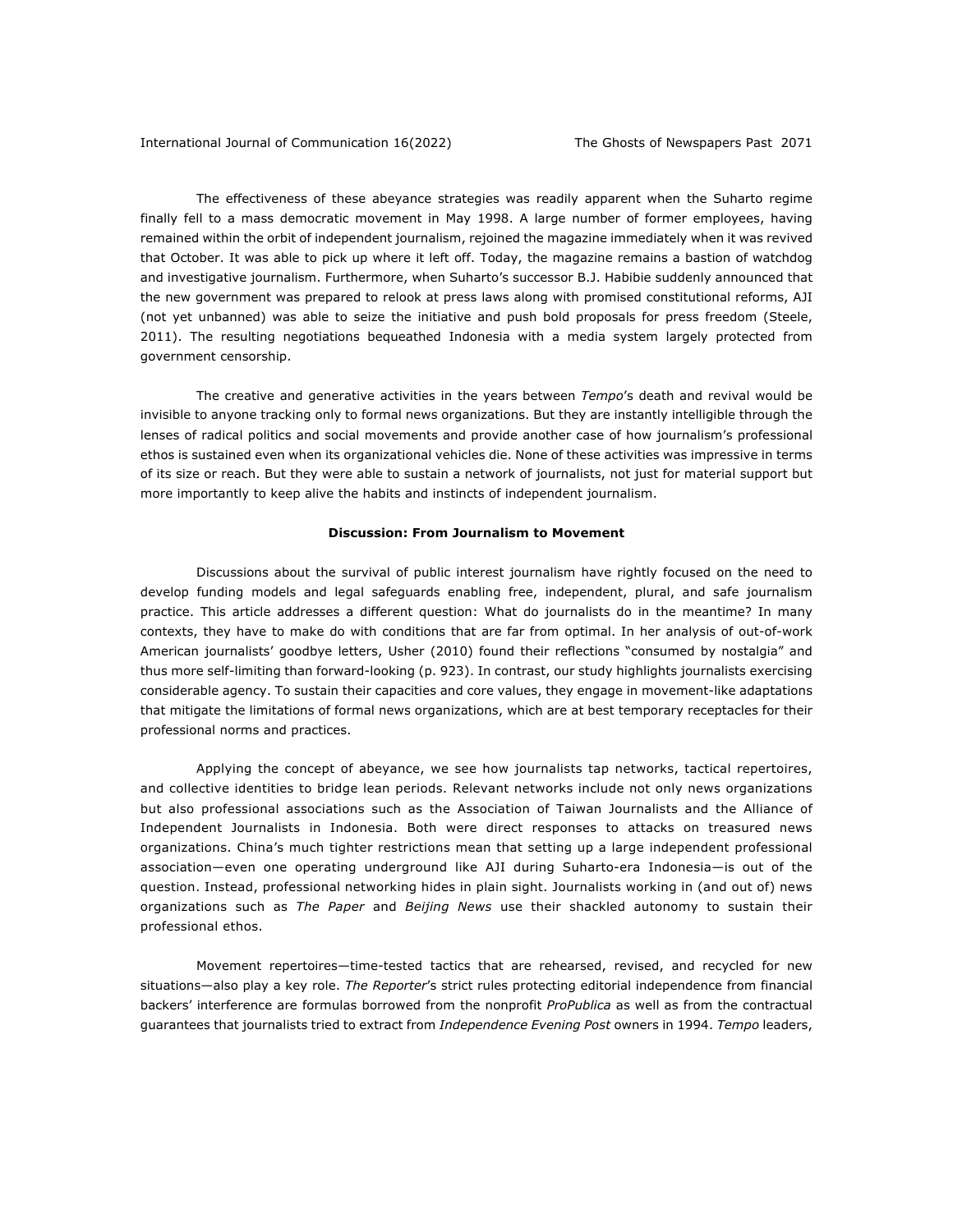The effectiveness of these abeyance strategies was readily apparent when the Suharto regime finally fell to a mass democratic movement in May 1998. A large number of former employees, having remained within the orbit of independent journalism, rejoined the magazine immediately when it was revived that October. It was able to pick up where it left off. Today, the magazine remains a bastion of watchdog and investigative journalism. Furthermore, when Suharto's successor B.J. Habibie suddenly announced that the new government was prepared to relook at press laws along with promised constitutional reforms, AJI (not yet unbanned) was able to seize the initiative and push bold proposals for press freedom (Steele, 2011). The resulting negotiations bequeathed Indonesia with a media system largely protected from government censorship.

The creative and generative activities in the years between *Tempo*'s death and revival would be invisible to anyone tracking only to formal news organizations. But they are instantly intelligible through the lenses of radical politics and social movements and provide another case of how journalism's professional ethos is sustained even when its organizational vehicles die. None of these activities was impressive in terms of its size or reach. But they were able to sustain a network of journalists, not just for material support but more importantly to keep alive the habits and instincts of independent journalism.

## Discussion: From Journalism to Movement

Discussions about the survival of public interest journalism have rightly focused on the need to develop funding models and legal safeguards enabling free, independent, plural, and safe journalism practice. This article addresses a different question: What do journalists do in the meantime? In many contexts, they have to make do with conditions that are far from optimal. In her analysis of out-of-work American journalists' goodbye letters, Usher (2010) found their reflections "consumed by nostalgia" and thus more self-limiting than forward-looking (p. 923). In contrast, our study highlights journalists exercising considerable agency. To sustain their capacities and core values, they engage in movement-like adaptations that mitigate the limitations of formal news organizations, which are at best temporary receptacles for their professional norms and practices.

Applying the concept of abeyance, we see how journalists tap networks, tactical repertoires, and collective identities to bridge lean periods. Relevant networks include not only news organizations but also professional associations such as the Association of Taiwan Journalists and the Alliance of Independent Journalists in Indonesia. Both were direct responses to attacks on treasured news organizations. China's much tighter restrictions mean that setting up a large independent professional association—even one operating underground like AJI during Suharto-era Indonesia—is out of the question. Instead, professional networking hides in plain sight. Journalists working in (and out of) news organizations such as *The Paper* and *Beijing News* use their shackled autonomy to sustain their professional ethos.

Movement repertoires—time-tested tactics that are rehearsed, revised, and recycled for new situations—also play a key role. *The Reporter*'s strict rules protecting editorial independence from financial backers' interference are formulas borrowed from the nonprofit *ProPublica* as well as from the contractual guarantees that journalists tried to extract from *Independence Evening Post* owners in 1994. *Tempo* leaders,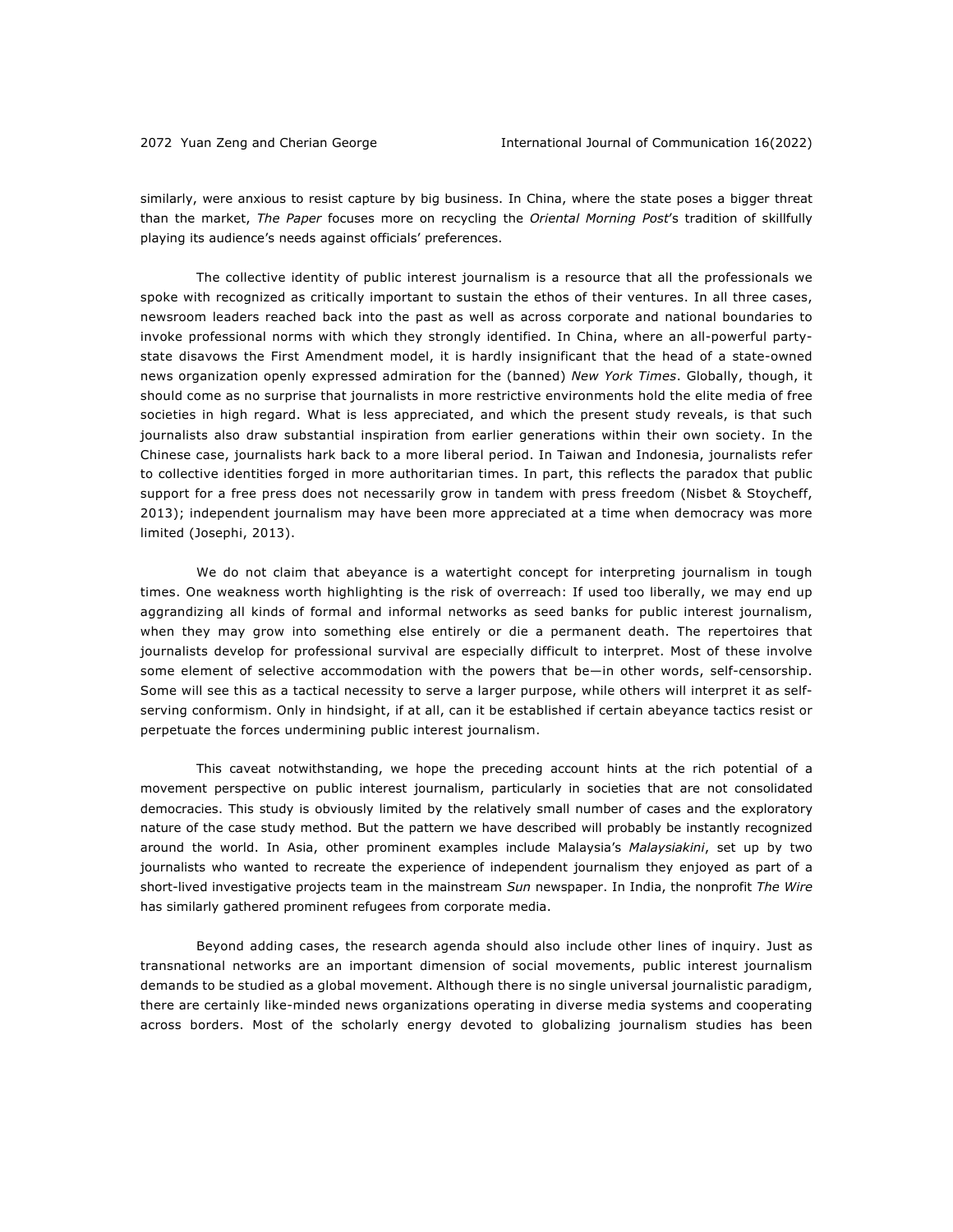similarly, were anxious to resist capture by big business. In China, where the state poses a bigger threat than the market, *The Paper* focuses more on recycling the *Oriental Morning Post*'s tradition of skillfully playing its audience's needs against officials' preferences.

The collective identity of public interest journalism is a resource that all the professionals we spoke with recognized as critically important to sustain the ethos of their ventures. In all three cases, newsroom leaders reached back into the past as well as across corporate and national boundaries to invoke professional norms with which they strongly identified. In China, where an all-powerful party-state disavows the First Amendment model, it is hardly insignificant that the head of a state-owned news organization openly expressed admiration for the (banned) *New York Times*. Globally, though, it should come as no surprise that journalists in more restrictive environments hold the elite media of free societies in high regard. What is less appreciated, and which the present study reveals, is that such journalists also draw substantial inspiration from earlier generations within their own society. In the Chinese case, journalists hark back to a more liberal period. In Taiwan and Indonesia, journalists refer to collective identities forged in more authoritarian times. In part, this reflects the paradox that public support for a free press does not necessarily grow in tandem with press freedom (Nisbet & Stoycheff, 2013); independent journalism may have been more appreciated at a time when democracy was more limited (Josephi, 2013).

We do not claim that abeyance is a watertight concept for interpreting journalism in tough times. One weakness worth highlighting is the risk of overreach: If used too liberally, we may end up aggrandizing all kinds of formal and informal networks as seed banks for public interest journalism, when they may grow into something else entirely or die a permanent death. The repertoires that journalists develop for professional survival are especially difficult to interpret. Most of these involve some element of selective accommodation with the powers that be—in other words, self-censorship. Some will see this as a tactical necessity to serve a larger purpose, while others will interpret it as self-serving conformism. Only in hindsight, if at all, can it be established if certain abeyance tactics resist or perpetuate the forces undermining public interest journalism.

This caveat notwithstanding, we hope the preceding account hints at the rich potential of a movement perspective on public interest journalism, particularly in societies that are not consolidated democracies. This study is obviously limited by the relatively small number of cases and the exploratory nature of the case study method. But the pattern we have described will probably be instantly recognized around the world. In Asia, other prominent examples include Malaysia's *Malaysiakini*, set up by two journalists who wanted to recreate the experience of independent journalism they enjoyed as part of a short-lived investigative projects team in the mainstream *Sun* newspaper. In India, the nonprofit *The Wire* has similarly gathered prominent refugees from corporate media.

Beyond adding cases, the research agenda should also include other lines of inquiry. Just as transnational networks are an important dimension of social movements, public interest journalism demands to be studied as a global movement. Although there is no single universal journalistic paradigm, there are certainly like-minded news organizations operating in diverse media systems and cooperating across borders. Most of the scholarly energy devoted to globalizing journalism studies has been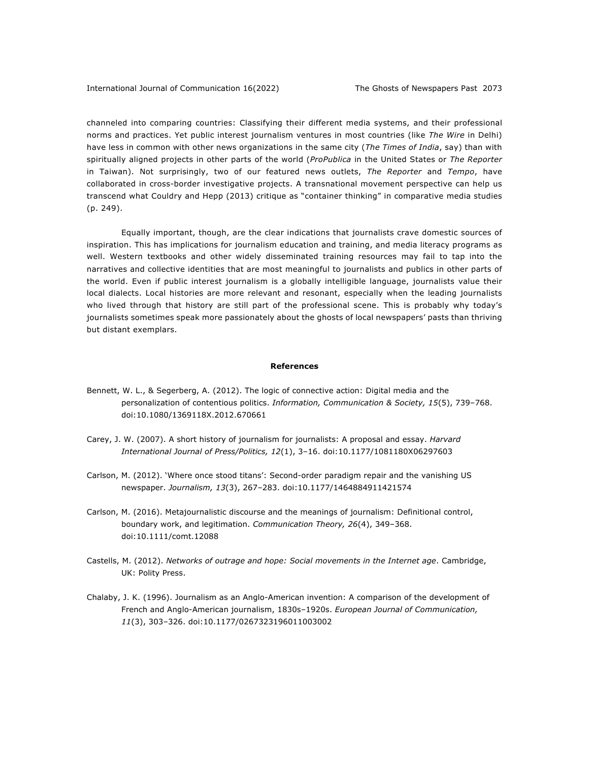channeled into comparing countries: Classifying their different media systems, and their professional norms and practices. Yet public interest journalism ventures in most countries (like *The Wire* in Delhi) have less in common with other news organizations in the same city (*The Times of India*, say) than with spiritually aligned projects in other parts of the world (*ProPublica* in the United States or *The Reporter* in Taiwan). Not surprisingly, two of our featured news outlets, *The Reporter* and *Tempo*, have collaborated in cross-border investigative projects. A transnational movement perspective can help us transcend what Couldry and Hepp (2013) critique as "container thinking" in comparative media studies (p. 249).

Equally important, though, are the clear indications that journalists crave domestic sources of inspiration. This has implications for journalism education and training, and media literacy programs as well. Western textbooks and other widely disseminated training resources may fail to tap into the narratives and collective identities that are most meaningful to journalists and publics in other parts of the world. Even if public interest journalism is a globally intelligible language, journalists value their local dialects. Local histories are more relevant and resonant, especially when the leading journalists who lived through that history are still part of the professional scene. This is probably why today's journalists sometimes speak more passionately about the ghosts of local newspapers' pasts than thriving but distant exemplars.

## References

Bennett, W. L., & Segerberg, A. (2012). The logic of connective action: Digital media and the personalization of contentious politics. *Information, Communication & Society, 15*(5), 739–768. doi:10.1080/1369118X.2012.670661

Carey, J. W. (2007). A short history of journalism for journalists: A proposal and essay. *Harvard International Journal of Press/Politics, 12*(1), 3–16. doi:10.1177/1081180X06297603

Carlson, M. (2012). 'Where once stood titans': Second-order paradigm repair and the vanishing US newspaper. *Journalism, 13*(3), 267–283. doi:10.1177/1464884911421574

Carlson, M. (2016). Metajournalistic discourse and the meanings of journalism: Definitional control, boundary work, and legitimation. *Communication Theory, 26*(4), 349–368. doi:10.1111/comt.12088

Castells, M. (2012). *Networks of outrage and hope: Social movements in the Internet age*. Cambridge, UK: Polity Press.

Chalaby, J. K. (1996). Journalism as an Anglo-American invention: A comparison of the development of French and Anglo-American journalism, 1830s–1920s. *European Journal of Communication, 11*(3), 303–326. doi:10.1177/0267323196011003002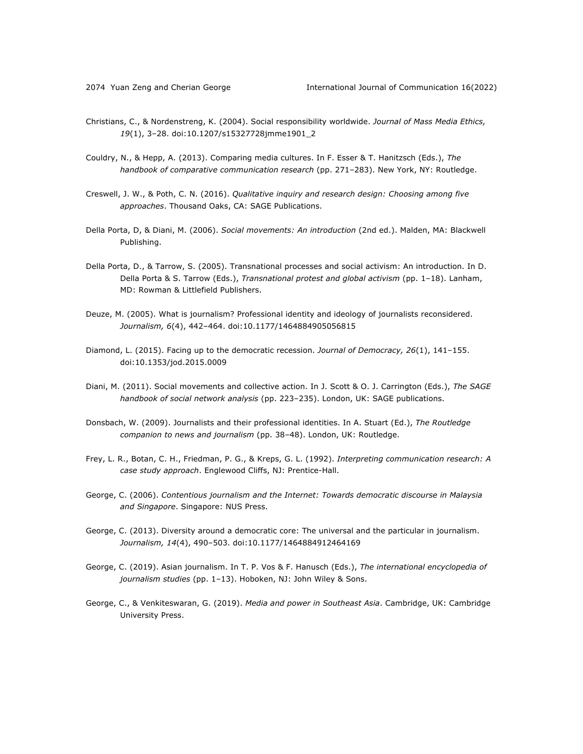Christians, C., & Nordenstreng, K. (2004). Social responsibility worldwide. *Journal of Mass Media Ethics, 19*(1), 3–28. doi:10.1207/s15327728jmme1901_2

Couldry, N., & Hepp, A. (2013). Comparing media cultures. In F. Esser & T. Hanitzsch (Eds.), *The handbook of comparative communication research* (pp. 271–283). New York, NY: Routledge.

Creswell, J. W., & Poth, C. N. (2016). *Qualitative inquiry and research design: Choosing among five approaches*. Thousand Oaks, CA: SAGE Publications.

Della Porta, D, & Diani, M. (2006). *Social movements: An introduction* (2nd ed.). Malden, MA: Blackwell Publishing.

Della Porta, D., & Tarrow, S. (2005). Transnational processes and social activism: An introduction. In D. Della Porta & S. Tarrow (Eds.), *Transnational protest and global activism* (pp. 1–18). Lanham, MD: Rowman & Littlefield Publishers.

Deuze, M. (2005). What is journalism? Professional identity and ideology of journalists reconsidered. *Journalism, 6*(4), 442–464. doi:10.1177/1464884905056815

Diamond, L. (2015). Facing up to the democratic recession. *Journal of Democracy, 26*(1), 141–155. doi:10.1353/jod.2015.0009

Diani, M. (2011). Social movements and collective action. In J. Scott & O. J. Carrington (Eds.), *The SAGE handbook of social network analysis* (pp. 223–235). London, UK: SAGE publications.

Donsbach, W. (2009). Journalists and their professional identities. In A. Stuart (Ed.), *The Routledge companion to news and journalism* (pp. 38–48). London, UK: Routledge.

Frey, L. R., Botan, C. H., Friedman, P. G., & Kreps, G. L. (1992). *Interpreting communication research: A case study approach*. Englewood Cliffs, NJ: Prentice-Hall.

George, C. (2006). *Contentious journalism and the Internet: Towards democratic discourse in Malaysia and Singapore*. Singapore: NUS Press.

George, C. (2013). Diversity around a democratic core: The universal and the particular in journalism. *Journalism, 14*(4), 490–503. doi:10.1177/1464884912464169

George, C. (2019). Asian journalism. In T. P. Vos & F. Hanusch (Eds.), *The international encyclopedia of journalism studies* (pp. 1–13). Hoboken, NJ: John Wiley & Sons.

George, C., & Venkiteswaran, G. (2019). *Media and power in Southeast Asia*. Cambridge, UK: Cambridge University Press.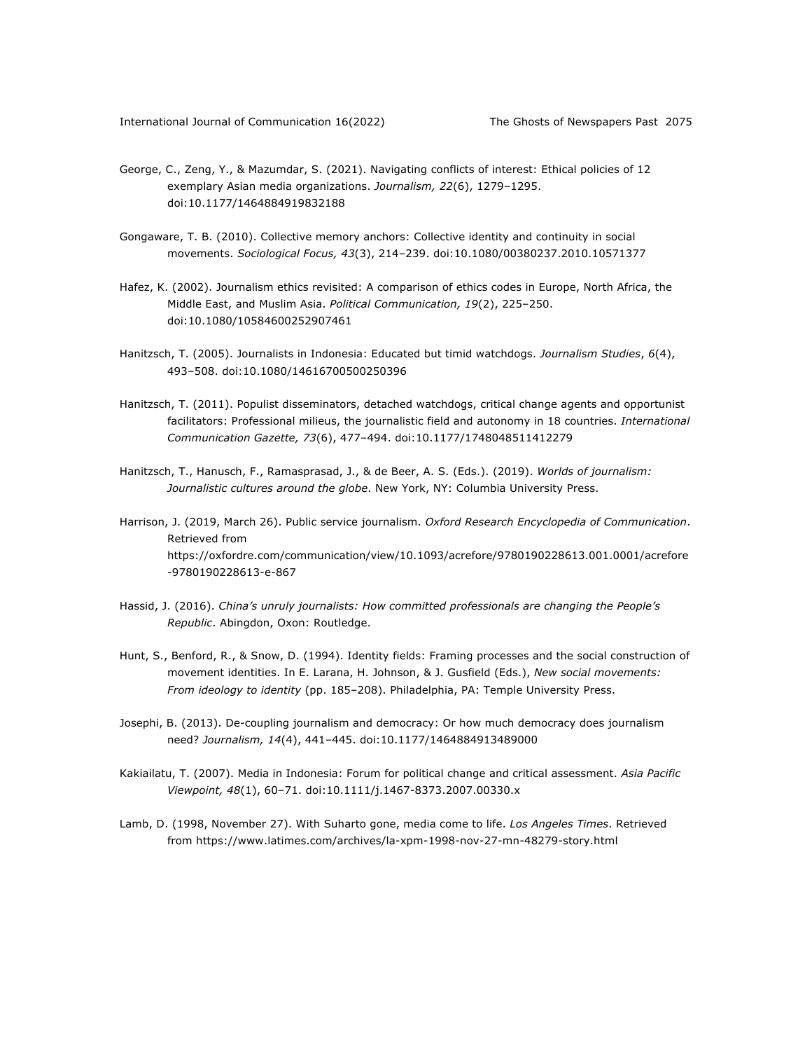George, C., Zeng, Y., & Mazumdar, S. (2021). Navigating conflicts of interest: Ethical policies of 12 exemplary Asian media organizations. *Journalism, 22*(6), 1279–1295. doi:10.1177/1464884919832188

Gongaware, T. B. (2010). Collective memory anchors: Collective identity and continuity in social movements. *Sociological Focus, 43*(3), 214–239. doi:10.1080/00380237.2010.10571377

Hafez, K. (2002). Journalism ethics revisited: A comparison of ethics codes in Europe, North Africa, the Middle East, and Muslim Asia. *Political Communication, 19*(2), 225–250. doi:10.1080/10584600252907461

Hanitzsch, T. (2005). Journalists in Indonesia: Educated but timid watchdogs. *Journalism Studies*, *6*(4), 493–508. doi:10.1080/14616700500250396

Hanitzsch, T. (2011). Populist disseminators, detached watchdogs, critical change agents and opportunist facilitators: Professional milieus, the journalistic field and autonomy in 18 countries. *International Communication Gazette, 73*(6), 477–494. doi:10.1177/1748048511412279

Hanitzsch, T., Hanusch, F., Ramasprasad, J., & de Beer, A. S. (Eds.). (2019). *Worlds of journalism: Journalistic cultures around the globe*. New York, NY: Columbia University Press.

Harrison, J. (2019, March 26). Public service journalism. *Oxford Research Encyclopedia of Communication*. Retrieved from https://oxfordre.com/communication/view/10.1093/acrefore/9780190228613.001.0001/acrefore-9780190228613-e-867

Hassid, J. (2016). *China's unruly journalists: How committed professionals are changing the People's Republic*. Abingdon, Oxon: Routledge.

Hunt, S., Benford, R., & Snow, D. (1994). Identity fields: Framing processes and the social construction of movement identities. In E. Larana, H. Johnson, & J. Gusfield (Eds.), *New social movements: From ideology to identity* (pp. 185–208). Philadelphia, PA: Temple University Press.

Josephi, B. (2013). De-coupling journalism and democracy: Or how much democracy does journalism need? *Journalism, 14*(4), 441–445. doi:10.1177/1464884913489000

Kakiailatu, T. (2007). Media in Indonesia: Forum for political change and critical assessment. *Asia Pacific Viewpoint, 48*(1), 60–71. doi:10.1111/j.1467-8373.2007.00330.x

Lamb, D. (1998, November 27). With Suharto gone, media come to life. *Los Angeles Times*. Retrieved from https://www.latimes.com/archives/la-xpm-1998-nov-27-mn-48279-story.html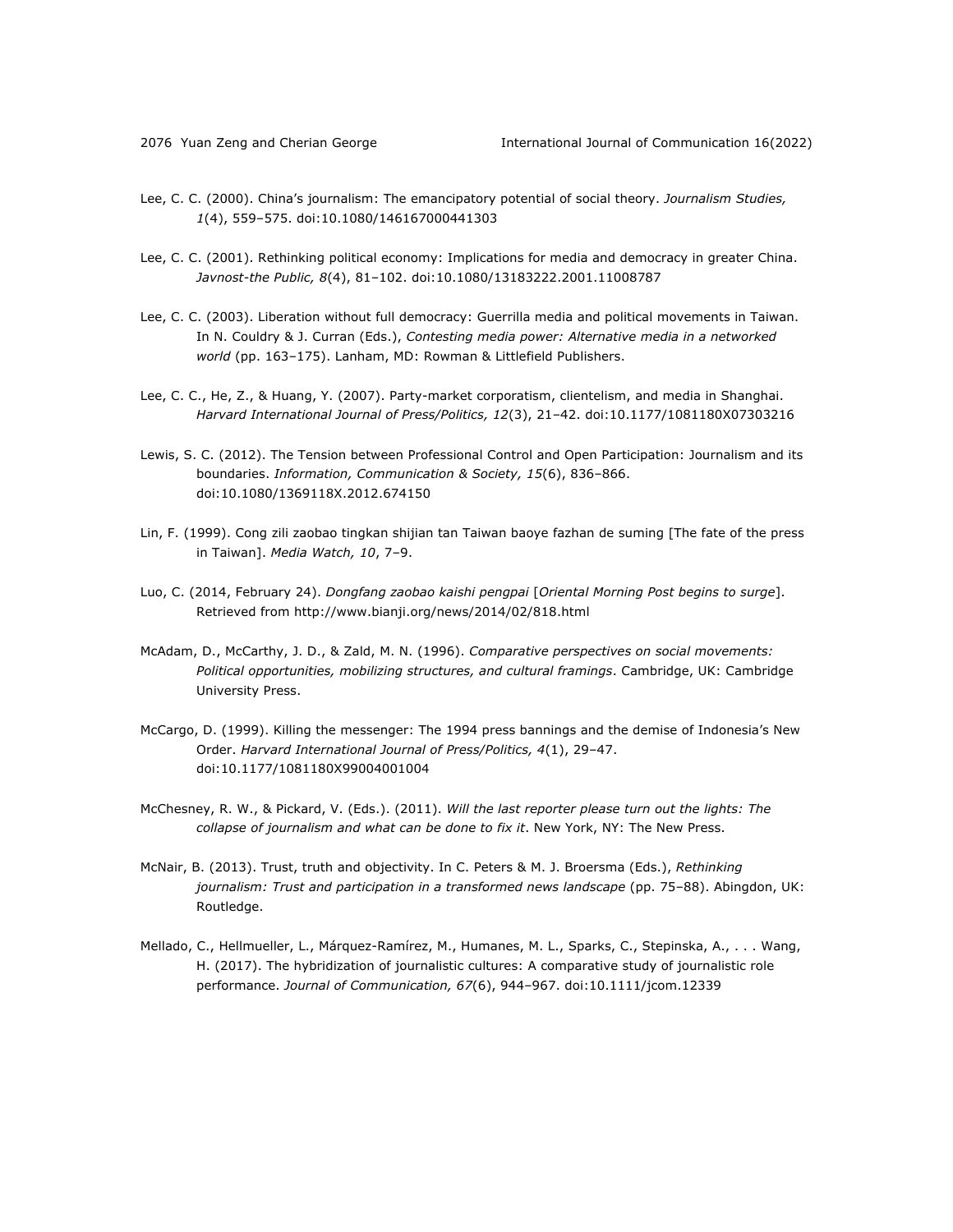Lee, C. C. (2000). China's journalism: The emancipatory potential of social theory. *Journalism Studies, 1*(4), 559–575. doi:10.1080/146167000441303

Lee, C. C. (2001). Rethinking political economy: Implications for media and democracy in greater China. *Javnost-the Public, 8*(4), 81–102. doi:10.1080/13183222.2001.11008787

Lee, C. C. (2003). Liberation without full democracy: Guerrilla media and political movements in Taiwan. In N. Couldry & J. Curran (Eds.), *Contesting media power: Alternative media in a networked world* (pp. 163–175). Lanham, MD: Rowman & Littlefield Publishers.

Lee, C. C., He, Z., & Huang, Y. (2007). Party-market corporatism, clientelism, and media in Shanghai. *Harvard International Journal of Press/Politics, 12*(3), 21–42. doi:10.1177/1081180X07303216

Lewis, S. C. (2012). The Tension between Professional Control and Open Participation: Journalism and its boundaries. *Information, Communication & Society, 15*(6), 836–866. doi:10.1080/1369118X.2012.674150

Lin, F. (1999). Cong zili zaobao tingkan shijian tan Taiwan baoye fazhan de suming [The fate of the press in Taiwan]. *Media Watch, 10*, 7–9.

Luo, C. (2014, February 24). *Dongfang zaobao kaishi pengpai* [*Oriental Morning Post begins to surge*]. Retrieved from http://www.bianji.org/news/2014/02/818.html

McAdam, D., McCarthy, J. D., & Zald, M. N. (1996). *Comparative perspectives on social movements: Political opportunities, mobilizing structures, and cultural framings*. Cambridge, UK: Cambridge University Press.

McCargo, D. (1999). Killing the messenger: The 1994 press bannings and the demise of Indonesia's New Order. *Harvard International Journal of Press/Politics, 4*(1), 29–47. doi:10.1177/1081180X99004001004

McChesney, R. W., & Pickard, V. (Eds.). (2011). *Will the last reporter please turn out the lights: The collapse of journalism and what can be done to fix it*. New York, NY: The New Press.

McNair, B. (2013). Trust, truth and objectivity. In C. Peters & M. J. Broersma (Eds.), *Rethinking journalism: Trust and participation in a transformed news landscape* (pp. 75–88). Abingdon, UK: Routledge.

Mellado, C., Hellmueller, L., Márquez-Ramírez, M., Humanes, M. L., Sparks, C., Stepinska, A., . . . Wang, H. (2017). The hybridization of journalistic cultures: A comparative study of journalistic role performance. *Journal of Communication, 67*(6), 944–967. doi:10.1111/jcom.12339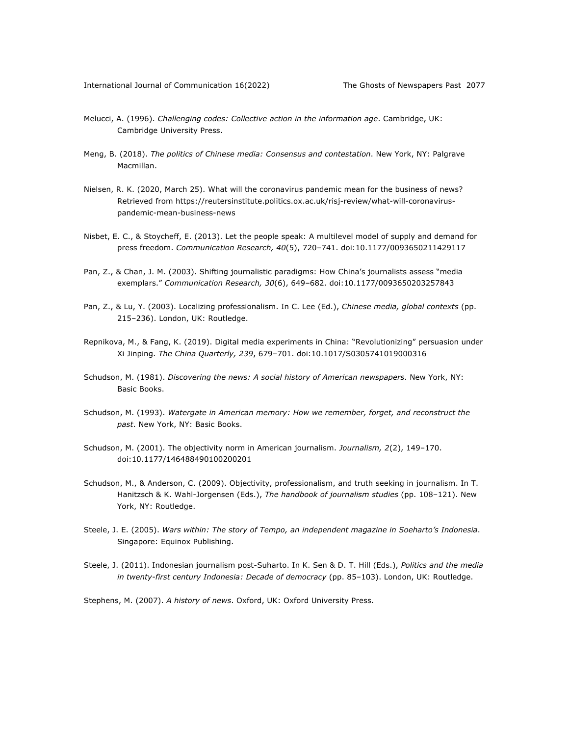Melucci, A. (1996). *Challenging codes: Collective action in the information age*. Cambridge, UK: Cambridge University Press.

Meng, B. (2018). *The politics of Chinese media: Consensus and contestation*. New York, NY: Palgrave Macmillan.

Nielsen, R. K. (2020, March 25). What will the coronavirus pandemic mean for the business of news? Retrieved from https://reutersinstitute.politics.ox.ac.uk/risj-review/what-will-coronavirus-pandemic-mean-business-news

Nisbet, E. C., & Stoycheff, E. (2013). Let the people speak: A multilevel model of supply and demand for press freedom. *Communication Research, 40*(5), 720–741. doi:10.1177/0093650211429117

Pan, Z., & Chan, J. M. (2003). Shifting journalistic paradigms: How China's journalists assess "media exemplars." *Communication Research, 30*(6), 649–682. doi:10.1177/0093650203257843

Pan, Z., & Lu, Y. (2003). Localizing professionalism. In C. Lee (Ed.), *Chinese media, global contexts* (pp. 215–236). London, UK: Routledge.

Repnikova, M., & Fang, K. (2019). Digital media experiments in China: "Revolutionizing" persuasion under Xi Jinping. *The China Quarterly, 239*, 679–701. doi:10.1017/S0305741019000316

Schudson, M. (1981). *Discovering the news: A social history of American newspapers*. New York, NY: Basic Books.

Schudson, M. (1993). *Watergate in American memory: How we remember, forget, and reconstruct the past*. New York, NY: Basic Books.

Schudson, M. (2001). The objectivity norm in American journalism. *Journalism, 2*(2), 149–170. doi:10.1177/146488490100200201

Schudson, M., & Anderson, C. (2009). Objectivity, professionalism, and truth seeking in journalism. In T. Hanitzsch & K. Wahl-Jorgensen (Eds.), *The handbook of journalism studies* (pp. 108–121). New York, NY: Routledge.

Steele, J. E. (2005). *Wars within: The story of Tempo, an independent magazine in Soeharto's Indonesia*. Singapore: Equinox Publishing.

Steele, J. (2011). Indonesian journalism post-Suharto. In K. Sen & D. T. Hill (Eds.), *Politics and the media in twenty-first century Indonesia: Decade of democracy* (pp. 85–103). London, UK: Routledge.

Stephens, M. (2007). *A history of news*. Oxford, UK: Oxford University Press.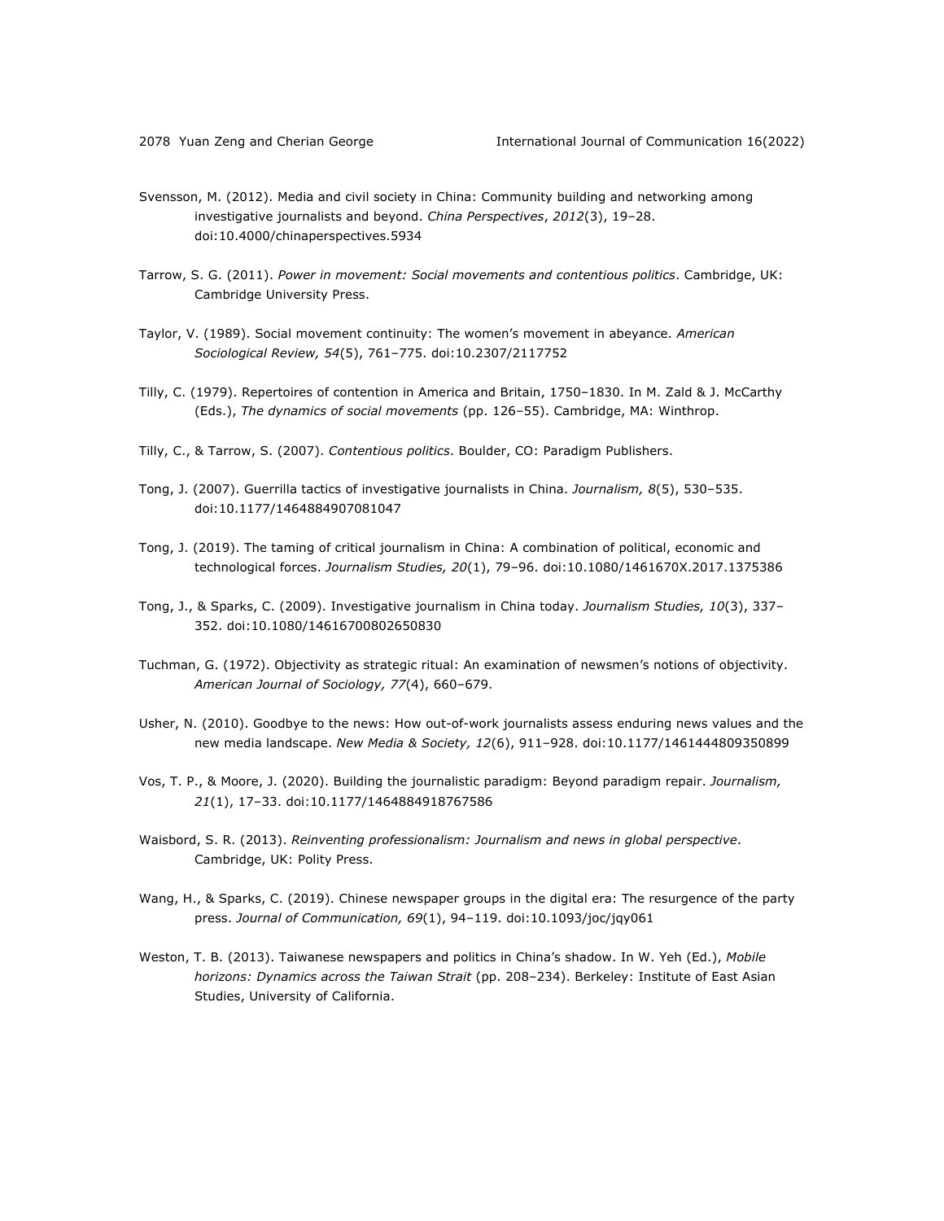Svensson, M. (2012). Media and civil society in China: Community building and networking among investigative journalists and beyond. *China Perspectives*, *2012*(3), 19–28. doi:10.4000/chinaperspectives.5934

Tarrow, S. G. (2011). *Power in movement: Social movements and contentious politics*. Cambridge, UK: Cambridge University Press.

Taylor, V. (1989). Social movement continuity: The women's movement in abeyance. *American Sociological Review, 54*(5), 761–775. doi:10.2307/2117752

Tilly, C. (1979). Repertoires of contention in America and Britain, 1750–1830. In M. Zald & J. McCarthy (Eds.), *The dynamics of social movements* (pp. 126–55). Cambridge, MA: Winthrop.

Tilly, C., & Tarrow, S. (2007). *Contentious politics*. Boulder, CO: Paradigm Publishers.

Tong, J. (2007). Guerrilla tactics of investigative journalists in China. *Journalism, 8*(5), 530–535. doi:10.1177/1464884907081047

Tong, J. (2019). The taming of critical journalism in China: A combination of political, economic and technological forces. *Journalism Studies, 20*(1), 79–96. doi:10.1080/1461670X.2017.1375386

Tong, J., & Sparks, C. (2009). Investigative journalism in China today. *Journalism Studies, 10*(3), 337–352. doi:10.1080/14616700802650830

Tuchman, G. (1972). Objectivity as strategic ritual: An examination of newsmen's notions of objectivity. *American Journal of Sociology, 77*(4), 660–679.

Usher, N. (2010). Goodbye to the news: How out-of-work journalists assess enduring news values and the new media landscape. *New Media & Society, 12*(6), 911–928. doi:10.1177/1461444809350899

Vos, T. P., & Moore, J. (2020). Building the journalistic paradigm: Beyond paradigm repair. *Journalism, 21*(1), 17–33. doi:10.1177/1464884918767586

Waisbord, S. R. (2013). *Reinventing professionalism: Journalism and news in global perspective*. Cambridge, UK: Polity Press.

Wang, H., & Sparks, C. (2019). Chinese newspaper groups in the digital era: The resurgence of the party press. *Journal of Communication, 69*(1), 94–119. doi:10.1093/joc/jqy061

Weston, T. B. (2013). Taiwanese newspapers and politics in China's shadow. In W. Yeh (Ed.), *Mobile horizons: Dynamics across the Taiwan Strait* (pp. 208–234). Berkeley: Institute of East Asian Studies, University of California.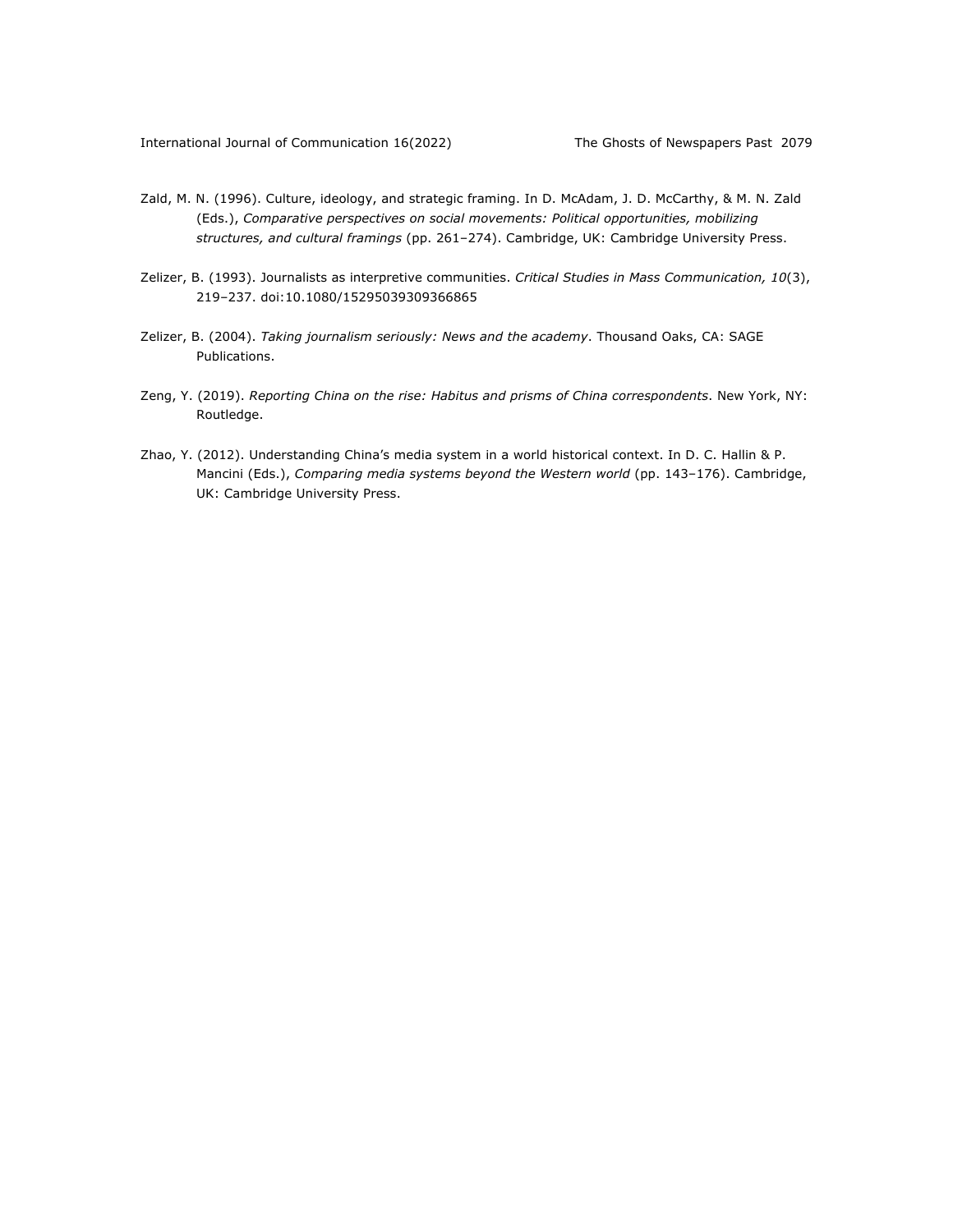Zald, M. N. (1996). Culture, ideology, and strategic framing. In D. McAdam, J. D. McCarthy, & M. N. Zald (Eds.), *Comparative perspectives on social movements: Political opportunities, mobilizing structures, and cultural framings* (pp. 261–274). Cambridge, UK: Cambridge University Press.

Zelizer, B. (1993). Journalists as interpretive communities. *Critical Studies in Mass Communication, 10*(3), 219–237. doi:10.1080/15295039309366865

Zelizer, B. (2004). *Taking journalism seriously: News and the academy*. Thousand Oaks, CA: SAGE Publications.

Zeng, Y. (2019). *Reporting China on the rise: Habitus and prisms of China correspondents*. New York, NY: Routledge.

Zhao, Y. (2012). Understanding China's media system in a world historical context. In D. C. Hallin & P. Mancini (Eds.), *Comparing media systems beyond the Western world* (pp. 143–176). Cambridge, UK: Cambridge University Press.